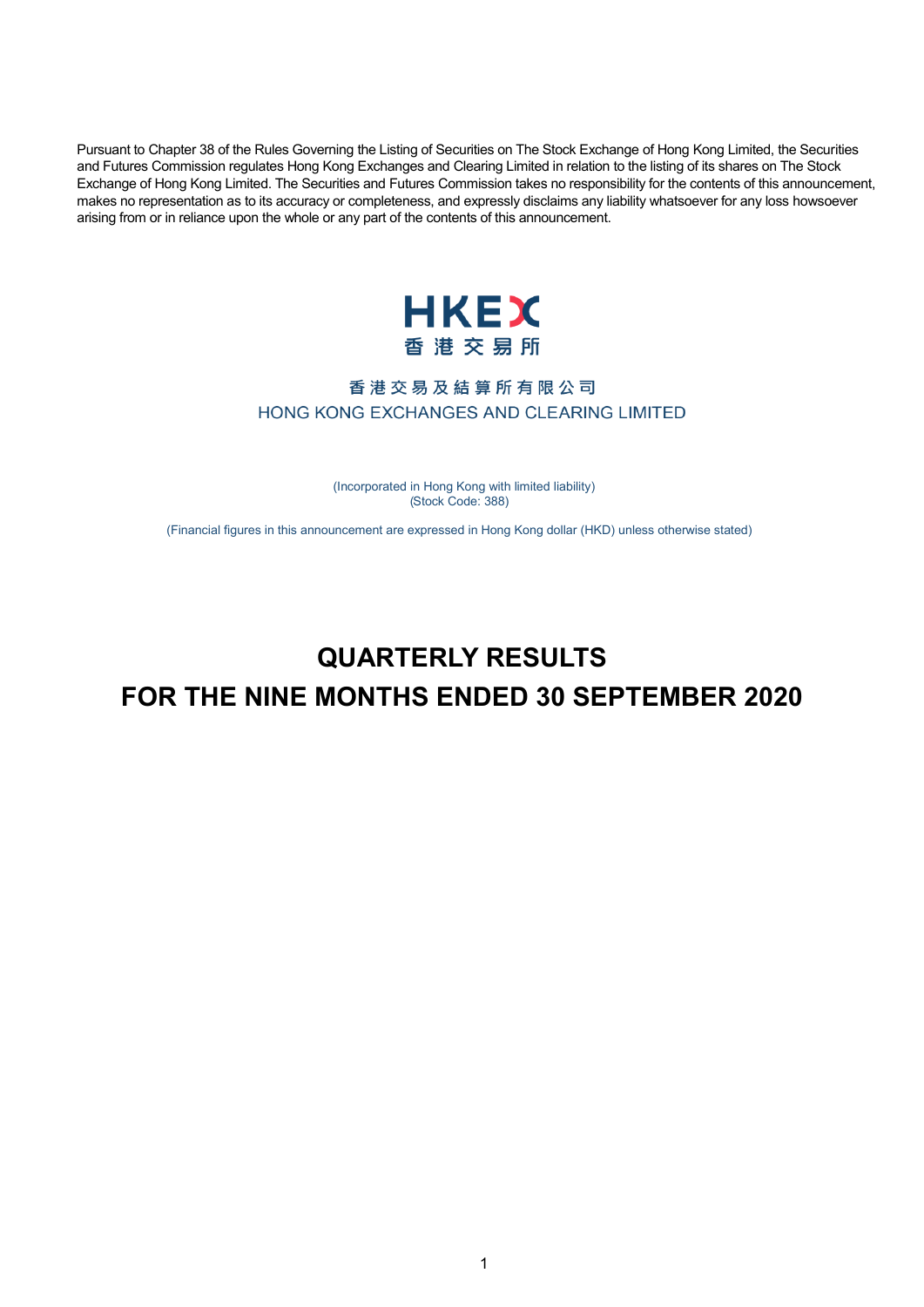Pursuant to Chapter 38 of the Rules Governing the Listing of Securities on The Stock Exchange of Hong Kong Limited, the Securities and Futures Commission regulates Hong Kong Exchanges and Clearing Limited in relation to the listing of its shares on The Stock Exchange of Hong Kong Limited. The Securities and Futures Commission takes no responsibility for the contents of this announcement, makes no representation as to its accuracy or completeness, and expressly disclaims any liability whatsoever for any loss howsoever arising from or in reliance upon the whole or any part of the contents of this announcement.

HKEX
香港交易所

香港交易及結算所有限公司
HONG KONG EXCHANGES AND CLEARING LIMITED

(Incorporated in Hong Kong with limited liability)
(Stock Code: 388)

(Financial figures in this announcement are expressed in Hong Kong dollar (HKD) unless otherwise stated)

# QUARTERLY RESULTS
# FOR THE NINE MONTHS ENDED 30 SEPTEMBER 2020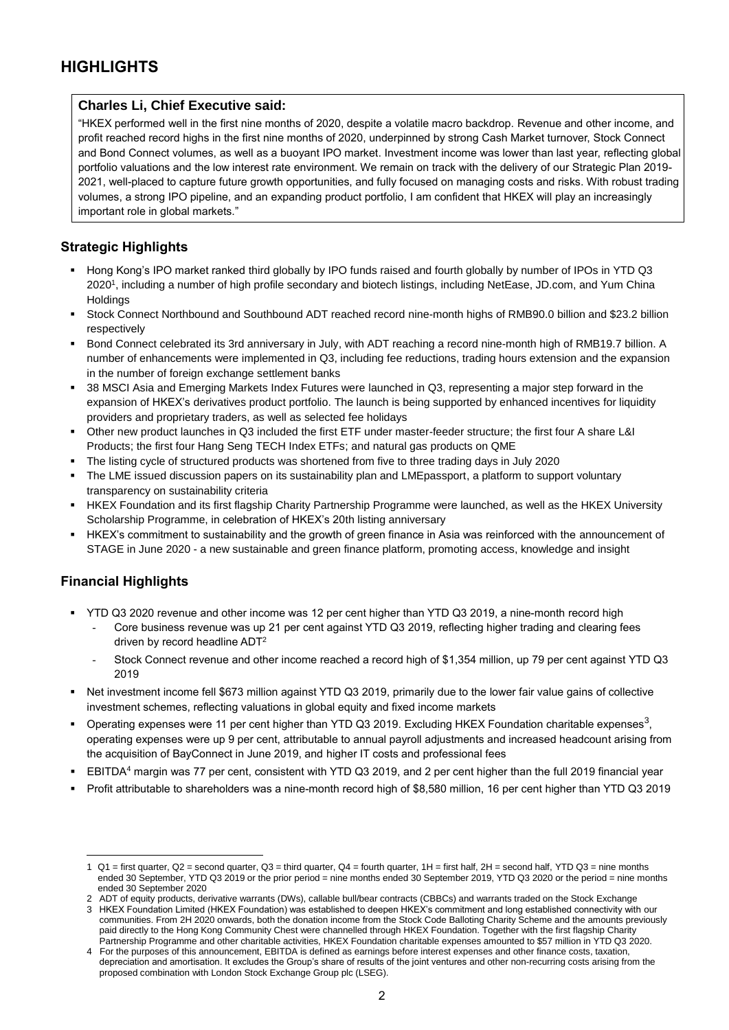# HIGHLIGHTS

**Charles Li, Chief Executive said:**

"HKEX performed well in the first nine months of 2020, despite a volatile macro backdrop. Revenue and other income, and profit reached record highs in the first nine months of 2020, underpinned by strong Cash Market turnover, Stock Connect and Bond Connect volumes, as well as a buoyant IPO market. Investment income was lower than last year, reflecting global portfolio valuations and the low interest rate environment. We remain on track with the delivery of our Strategic Plan 2019-2021, well-placed to capture future growth opportunities, and fully focused on managing costs and risks. With robust trading volumes, a strong IPO pipeline, and an expanding product portfolio, I am confident that HKEX will play an increasingly important role in global markets."

## Strategic Highlights

- Hong Kong's IPO market ranked third globally by IPO funds raised and fourth globally by number of IPOs in YTD Q3 2020[1], including a number of high profile secondary and biotech listings, including NetEase, JD.com, and Yum China Holdings
- Stock Connect Northbound and Southbound ADT reached record nine-month highs of RMB90.0 billion and $23.2 billion respectively
- Bond Connect celebrated its 3rd anniversary in July, with ADT reaching a record nine-month high of RMB19.7 billion. A number of enhancements were implemented in Q3, including fee reductions, trading hours extension and the expansion in the number of foreign exchange settlement banks
- 38 MSCI Asia and Emerging Markets Index Futures were launched in Q3, representing a major step forward in the expansion of HKEX's derivatives product portfolio. The launch is being supported by enhanced incentives for liquidity providers and proprietary traders, as well as selected fee holidays
- Other new product launches in Q3 included the first ETF under master-feeder structure; the first four A share L&I Products; the first four Hang Seng TECH Index ETFs; and natural gas products on QME
- The listing cycle of structured products was shortened from five to three trading days in July 2020
- The LME issued discussion papers on its sustainability plan and LMEpassport, a platform to support voluntary transparency on sustainability criteria
- HKEX Foundation and its first flagship Charity Partnership Programme were launched, as well as the HKEX University Scholarship Programme, in celebration of HKEX's 20th listing anniversary
- HKEX's commitment to sustainability and the growth of green finance in Asia was reinforced with the announcement of STAGE in June 2020 - a new sustainable and green finance platform, promoting access, knowledge and insight

## Financial Highlights

- YTD Q3 2020 revenue and other income was 12 per cent higher than YTD Q3 2019, a nine-month record high
  - Core business revenue was up 21 per cent against YTD Q3 2019, reflecting higher trading and clearing fees driven by record headline ADT[2]
  - Stock Connect revenue and other income reached a record high of $1,354 million, up 79 per cent against YTD Q3 2019
- Net investment income fell $673 million against YTD Q3 2019, primarily due to the lower fair value gains of collective investment schemes, reflecting valuations in global equity and fixed income markets
- Operating expenses were 11 per cent higher than YTD Q3 2019. Excluding HKEX Foundation charitable expenses[3], operating expenses were up 9 per cent, attributable to annual payroll adjustments and increased headcount arising from the acquisition of BayConnect in June 2019, and higher IT costs and professional fees
- EBITDA[4] margin was 77 per cent, consistent with YTD Q3 2019, and 2 per cent higher than the full 2019 financial year
- Profit attributable to shareholders was a nine-month record high of $8,580 million, 16 per cent higher than YTD Q3 2019

---

1 Q1 = first quarter, Q2 = second quarter, Q3 = third quarter, Q4 = fourth quarter, 1H = first half, 2H = second half, YTD Q3 = nine months ended 30 September, YTD Q3 2019 or the prior period = nine months ended 30 September 2019, YTD Q3 2020 or the period = nine months ended 30 September 2020

2 ADT of equity products, derivative warrants (DWs), callable bull/bear contracts (CBBCs) and warrants traded on the Stock Exchange

3 HKEX Foundation Limited (HKEX Foundation) was established to deepen HKEX's commitment and long established connectivity with our communities. From 2H 2020 onwards, both the donation income from the Stock Code Balloting Charity Scheme and the amounts previously paid directly to the Hong Kong Community Chest were channelled through HKEX Foundation. Together with the first flagship Charity Partnership Programme and other charitable activities, HKEX Foundation charitable expenses amounted to $57 million in YTD Q3 2020.

4 For the purposes of this announcement, EBITDA is defined as earnings before interest expenses and other finance costs, taxation, depreciation and amortisation. It excludes the Group's share of results of the joint ventures and other non-recurring costs arising from the proposed combination with London Stock Exchange Group plc (LSEG).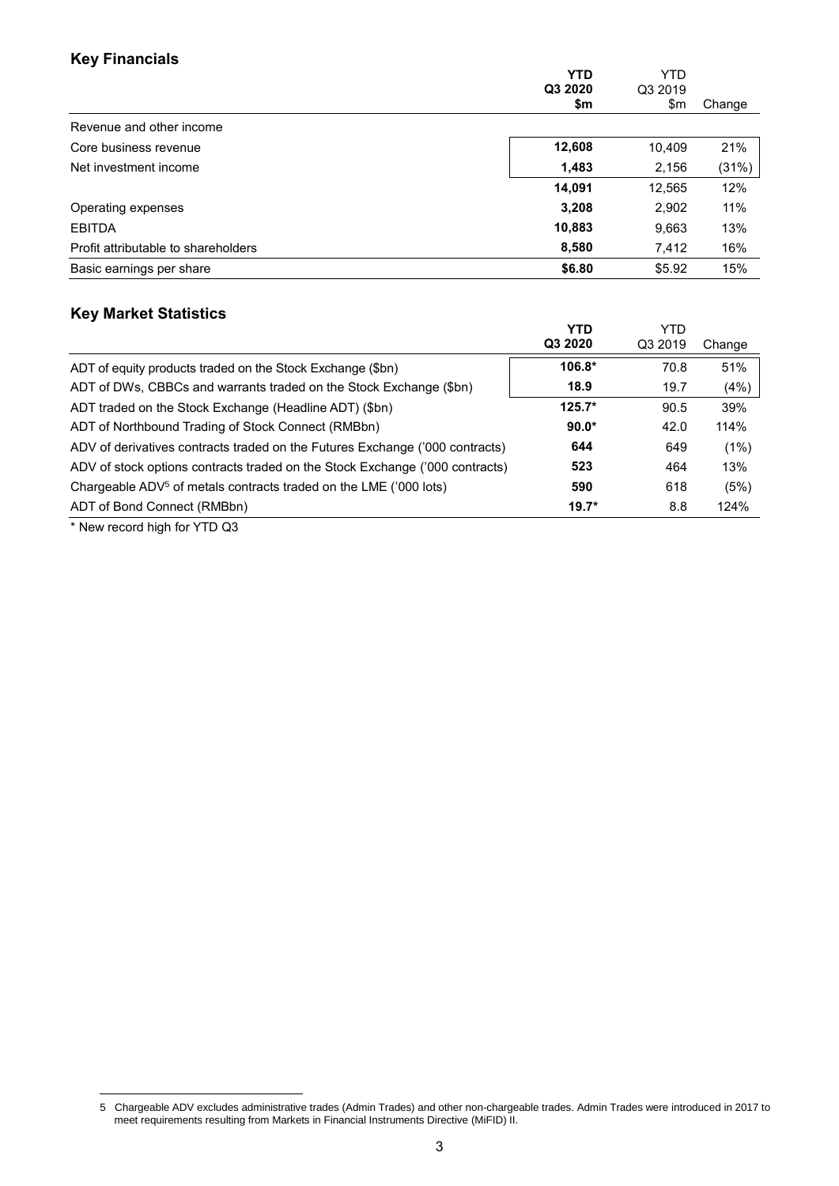## Key Financials

| | YTD Q3 2020 $m | YTD Q3 2019 $m | Change |
|---|---|---|---|
| Revenue and other income | | | |
| Core business revenue | **12,608** | 10,409 | 21% |
| Net investment income | **1,483** | 2,156 | (31%) |
| | **14,091** | 12,565 | 12% |
| Operating expenses | **3,208** | 2,902 | 11% |
| EBITDA | **10,883** | 9,663 | 13% |
| Profit attributable to shareholders | **8,580** | 7,412 | 16% |
| Basic earnings per share | **$6.80** | $5.92 | 15% |

## Key Market Statistics

| | YTD Q3 2020 | YTD Q3 2019 | Change |
|---|---|---|---|
| ADT of equity products traded on the Stock Exchange ($bn) | **106.8*** | 70.8 | 51% |
| ADT of DWs, CBBCs and warrants traded on the Stock Exchange ($bn) | **18.9** | 19.7 | (4%) |
| ADT traded on the Stock Exchange (Headline ADT) ($bn) | **125.7*** | 90.5 | 39% |
| ADT of Northbound Trading of Stock Connect (RMBbn) | **90.0*** | 42.0 | 114% |
| ADV of derivatives contracts traded on the Futures Exchange ('000 contracts) | **644** | 649 | (1%) |
| ADV of stock options contracts traded on the Stock Exchange ('000 contracts) | **523** | 464 | 13% |
| Chargeable ADV[5] of metals contracts traded on the LME ('000 lots) | **590** | 618 | (5%) |
| ADT of Bond Connect (RMBbn) | **19.7*** | 8.8 | 124% |

* New record high for YTD Q3

5 Chargeable ADV excludes administrative trades (Admin Trades) and other non-chargeable trades. Admin Trades were introduced in 2017 to meet requirements resulting from Markets in Financial Instruments Directive (MiFID) II.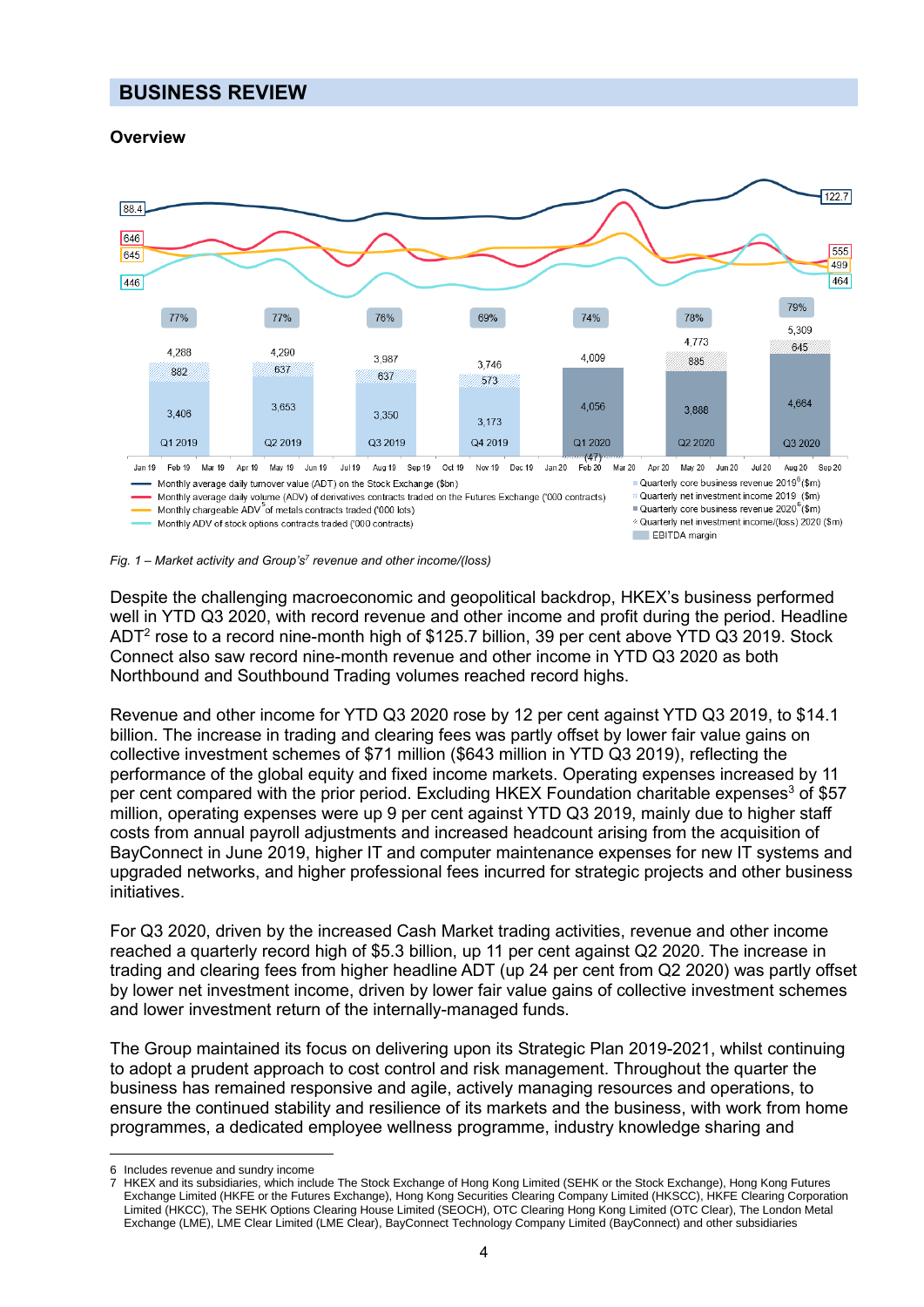# BUSINESS REVIEW

## Overview

*Fig. 1 – Market activity and Group's[7] revenue and other income/(loss)*

Despite the challenging macroeconomic and geopolitical backdrop, HKEX's business performed well in YTD Q3 2020, with record revenue and other income and profit during the period. Headline ADT[2] rose to a record nine-month high of $125.7 billion, 39 per cent above YTD Q3 2019. Stock Connect also saw record nine-month revenue and other income in YTD Q3 2020 as both Northbound and Southbound Trading volumes reached record highs.

Revenue and other income for YTD Q3 2020 rose by 12 per cent against YTD Q3 2019, to $14.1 billion. The increase in trading and clearing fees was partly offset by lower fair value gains on collective investment schemes of $71 million ($643 million in YTD Q3 2019), reflecting the performance of the global equity and fixed income markets. Operating expenses increased by 11 per cent compared with the prior period. Excluding HKEX Foundation charitable expenses[3] of $57 million, operating expenses were up 9 per cent against YTD Q3 2019, mainly due to higher staff costs from annual payroll adjustments and increased headcount arising from the acquisition of BayConnect in June 2019, higher IT and computer maintenance expenses for new IT systems and upgraded networks, and higher professional fees incurred for strategic projects and other business initiatives.

For Q3 2020, driven by the increased Cash Market trading activities, revenue and other income reached a quarterly record high of $5.3 billion, up 11 per cent against Q2 2020. The increase in trading and clearing fees from higher headline ADT (up 24 per cent from Q2 2020) was partly offset by lower net investment income, driven by lower fair value gains of collective investment schemes and lower investment return of the internally-managed funds.

The Group maintained its focus on delivering upon its Strategic Plan 2019-2021, whilst continuing to adopt a prudent approach to cost control and risk management. Throughout the quarter the business has remained responsive and agile, actively managing resources and operations, to ensure the continued stability and resilience of its markets and the business, with work from home programmes, a dedicated employee wellness programme, industry knowledge sharing and

---

6 Includes revenue and sundry income

7 HKEX and its subsidiaries, which include The Stock Exchange of Hong Kong Limited (SEHK or the Stock Exchange), Hong Kong Futures Exchange Limited (HKFE or the Futures Exchange), Hong Kong Securities Clearing Company Limited (HKSCC), HKFE Clearing Corporation Limited (HKCC), The SEHK Options Clearing House Limited (SEOCH), OTC Clearing Hong Kong Limited (OTC Clear), The London Metal Exchange (LME), LME Clear Limited (LME Clear), BayConnect Technology Company Limited (BayConnect) and other subsidiaries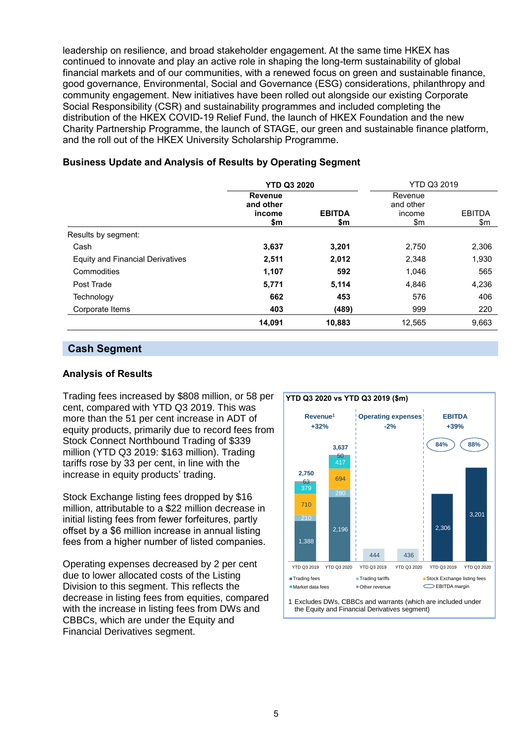leadership on resilience, and broad stakeholder engagement. At the same time HKEX has continued to innovate and play an active role in shaping the long-term sustainability of global financial markets and of our communities, with a renewed focus on green and sustainable finance, good governance, Environmental, Social and Governance (ESG) considerations, philanthropy and community engagement. New initiatives have been rolled out alongside our existing Corporate Social Responsibility (CSR) and sustainability programmes and included completing the distribution of the HKEX COVID-19 Relief Fund, the launch of HKEX Foundation and the new Charity Partnership Programme, the launch of STAGE, our green and sustainable finance platform, and the roll out of the HKEX University Scholarship Programme.

### Business Update and Analysis of Results by Operating Segment

| | **YTD Q3 2020** | | YTD Q3 2019 | |
|---|---|---|---|---|
| | **Revenue and other income $m** | **EBITDA $m** | Revenue and other income $m | EBITDA $m |
| Results by segment: | | | | |
| Cash | **3,637** | **3,201** | 2,750 | 2,306 |
| Equity and Financial Derivatives | **2,511** | **2,012** | 2,348 | 1,930 |
| Commodities | **1,107** | **592** | 1,046 | 565 |
| Post Trade | **5,771** | **5,114** | 4,846 | 4,236 |
| Technology | **662** | **453** | 576 | 406 |
| Corporate Items | **403** | **(489)** | 999 | 220 |
| | **14,091** | **10,883** | 12,565 | 9,663 |

## Cash Segment

### Analysis of Results

Trading fees increased by $808 million, or 58 per cent, compared with YTD Q3 2019. This was more than the 51 per cent increase in ADT of equity products, primarily due to record fees from Stock Connect Northbound Trading of $339 million (YTD Q3 2019: $163 million). Trading tariffs rose by 33 per cent, in line with the increase in equity products' trading.

Stock Exchange listing fees dropped by $16 million, attributable to a $22 million decrease in initial listing fees from fewer forfeitures, partly offset by a $6 million increase in annual listing fees from a higher number of listed companies.

Operating expenses decreased by 2 per cent due to lower allocated costs of the Listing Division to this segment. This reflects the decrease in listing fees from equities, compared with the increase in listing fees from DWs and CBBCs, which are under the Equity and Financial Derivatives segment.

**YTD Q3 2020 vs YTD Q3 2019 ($m)**

| | Revenue[1] +32% | | Operating expenses -2% | | EBITDA +39% | |
|---|---|---|---|---|---|---|
| | YTD Q3 2019 | YTD Q3 2020 | YTD Q3 2019 | YTD Q3 2020 | YTD Q3 2019 | YTD Q3 2020 |
| Trading fees | 1,388 | 2,196 | | | | |
| Market data fees | 210 | 280 | | | | |
| Stock Exchange listing fees | 710 | 694 | | | | |
| Trading tariffs | 379 | 417 | | | | |
| Other revenue | 63 | 50 | | | | |
| Total | 2,750 | 3,637 | 444 | 436 | 2,306 | 3,201 |
| EBITDA margin | | | | | 84% | 88% |

1 Excludes DWs, CBBCs and warrants (which are included under the Equity and Financial Derivatives segment)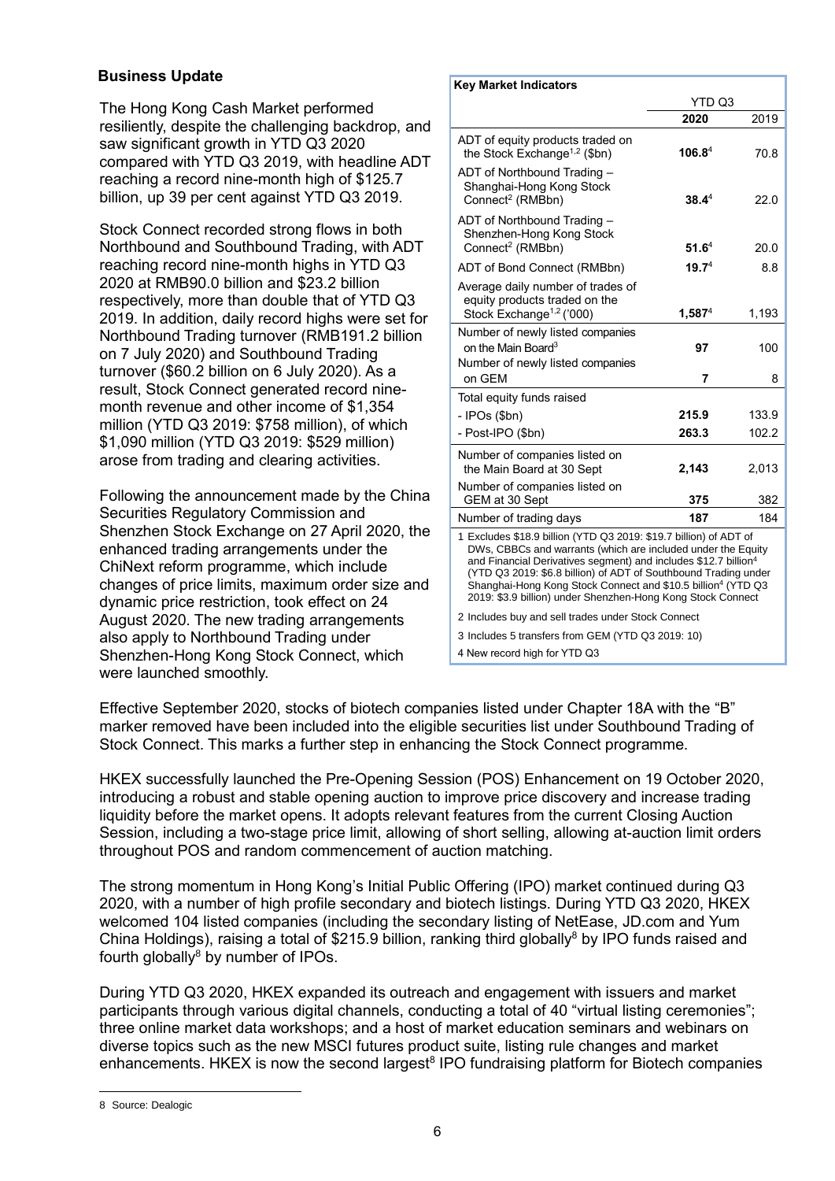## Business Update

The Hong Kong Cash Market performed resiliently, despite the challenging backdrop, and saw significant growth in YTD Q3 2020 compared with YTD Q3 2019, with headline ADT reaching a record nine-month high of $125.7 billion, up 39 per cent against YTD Q3 2019.

Stock Connect recorded strong flows in both Northbound and Southbound Trading, with ADT reaching record nine-month highs in YTD Q3 2020 at RMB90.0 billion and $23.2 billion respectively, more than double that of YTD Q3 2019. In addition, daily record highs were set for Northbound Trading turnover (RMB191.2 billion on 7 July 2020) and Southbound Trading turnover ($60.2 billion on 6 July 2020). As a result, Stock Connect generated record nine-month revenue and other income of $1,354 million (YTD Q3 2019: $758 million), of which $1,090 million (YTD Q3 2019: $529 million) arose from trading and clearing activities.

Following the announcement made by the China Securities Regulatory Commission and Shenzhen Stock Exchange on 27 April 2020, the enhanced trading arrangements under the ChiNext reform programme, which include changes of price limits, maximum order size and dynamic price restriction, took effect on 24 August 2020. The new trading arrangements also apply to Northbound Trading under Shenzhen-Hong Kong Stock Connect, which were launched smoothly.

**Key Market Indicators**

| | YTD Q3 | |
|---|---|---|
| | **2020** | 2019 |
| ADT of equity products traded on the Stock Exchange[1,2] ($bn) | **106.8**[4] | 70.8 |
| ADT of Northbound Trading – Shanghai-Hong Kong Stock Connect[2] (RMBbn) | **38.4**[4] | 22.0 |
| ADT of Northbound Trading – Shenzhen-Hong Kong Stock Connect[2] (RMBbn) | **51.6**[4] | 20.0 |
| ADT of Bond Connect (RMBbn) | **19.7**[4] | 8.8 |
| Average daily number of trades of equity products traded on the Stock Exchange[1,2] ('000) | **1,587**[4] | 1,193 |
| Number of newly listed companies on the Main Board[3] | **97** | 100 |
| Number of newly listed companies on GEM | **7** | 8 |
| Total equity funds raised | | |
| - IPOs ($bn) | **215.9** | 133.9 |
| - Post-IPO ($bn) | **263.3** | 102.2 |
| Number of companies listed on the Main Board at 30 Sept | **2,143** | 2,013 |
| Number of companies listed on GEM at 30 Sept | **375** | 382 |
| Number of trading days | **187** | 184 |

1 Excludes $18.9 billion (YTD Q3 2019: $19.7 billion) of ADT of DWs, CBBCs and warrants (which are included under the Equity and Financial Derivatives segment) and includes $12.7 billion[4] (YTD Q3 2019: $6.8 billion) of ADT of Southbound Trading under Shanghai-Hong Kong Stock Connect and $10.5 billion[4] (YTD Q3 2019: $3.9 billion) under Shenzhen-Hong Kong Stock Connect

2 Includes buy and sell trades under Stock Connect

3 Includes 5 transfers from GEM (YTD Q3 2019: 10)

4 New record high for YTD Q3

Effective September 2020, stocks of biotech companies listed under Chapter 18A with the "B" marker removed have been included into the eligible securities list under Southbound Trading of Stock Connect. This marks a further step in enhancing the Stock Connect programme.

HKEX successfully launched the Pre-Opening Session (POS) Enhancement on 19 October 2020, introducing a robust and stable opening auction to improve price discovery and increase trading liquidity before the market opens. It adopts relevant features from the current Closing Auction Session, including a two-stage price limit, allowing of short selling, allowing at-auction limit orders throughout POS and random commencement of auction matching.

The strong momentum in Hong Kong's Initial Public Offering (IPO) market continued during Q3 2020, with a number of high profile secondary and biotech listings. During YTD Q3 2020, HKEX welcomed 104 listed companies (including the secondary listing of NetEase, JD.com and Yum China Holdings), raising a total of $215.9 billion, ranking third globally[8] by IPO funds raised and fourth globally[8] by number of IPOs.

During YTD Q3 2020, HKEX expanded its outreach and engagement with issuers and market participants through various digital channels, conducting a total of 40 "virtual listing ceremonies"; three online market data workshops; and a host of market education seminars and webinars on diverse topics such as the new MSCI futures product suite, listing rule changes and market enhancements. HKEX is now the second largest[8] IPO fundraising platform for Biotech companies

8 Source: Dealogic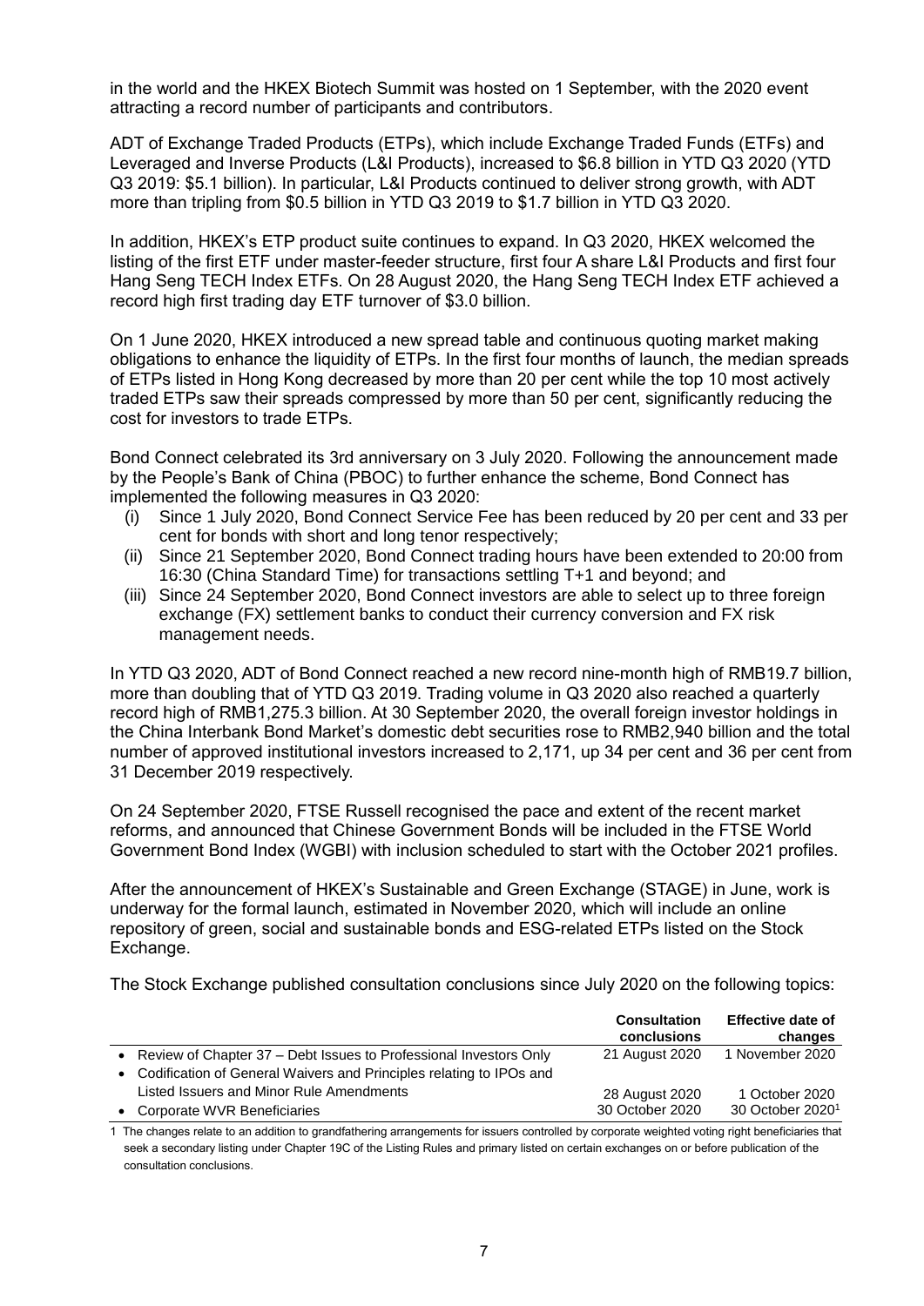in the world and the HKEX Biotech Summit was hosted on 1 September, with the 2020 event attracting a record number of participants and contributors.

ADT of Exchange Traded Products (ETPs), which include Exchange Traded Funds (ETFs) and Leveraged and Inverse Products (L&I Products), increased to $6.8 billion in YTD Q3 2020 (YTD Q3 2019: $5.1 billion). In particular, L&I Products continued to deliver strong growth, with ADT more than tripling from $0.5 billion in YTD Q3 2019 to $1.7 billion in YTD Q3 2020.

In addition, HKEX's ETP product suite continues to expand. In Q3 2020, HKEX welcomed the listing of the first ETF under master-feeder structure, first four A share L&I Products and first four Hang Seng TECH Index ETFs. On 28 August 2020, the Hang Seng TECH Index ETF achieved a record high first trading day ETF turnover of $3.0 billion.

On 1 June 2020, HKEX introduced a new spread table and continuous quoting market making obligations to enhance the liquidity of ETPs. In the first four months of launch, the median spreads of ETPs listed in Hong Kong decreased by more than 20 per cent while the top 10 most actively traded ETPs saw their spreads compressed by more than 50 per cent, significantly reducing the cost for investors to trade ETPs.

Bond Connect celebrated its 3rd anniversary on 3 July 2020. Following the announcement made by the People's Bank of China (PBOC) to further enhance the scheme, Bond Connect has implemented the following measures in Q3 2020:

(i) Since 1 July 2020, Bond Connect Service Fee has been reduced by 20 per cent and 33 per cent for bonds with short and long tenor respectively;
(ii) Since 21 September 2020, Bond Connect trading hours have been extended to 20:00 from 16:30 (China Standard Time) for transactions settling T+1 and beyond; and
(iii) Since 24 September 2020, Bond Connect investors are able to select up to three foreign exchange (FX) settlement banks to conduct their currency conversion and FX risk management needs.

In YTD Q3 2020, ADT of Bond Connect reached a new record nine-month high of RMB19.7 billion, more than doubling that of YTD Q3 2019. Trading volume in Q3 2020 also reached a quarterly record high of RMB1,275.3 billion. At 30 September 2020, the overall foreign investor holdings in the China Interbank Bond Market's domestic debt securities rose to RMB2,940 billion and the total number of approved institutional investors increased to 2,171, up 34 per cent and 36 per cent from 31 December 2019 respectively.

On 24 September 2020, FTSE Russell recognised the pace and extent of the recent market reforms, and announced that Chinese Government Bonds will be included in the FTSE World Government Bond Index (WGBI) with inclusion scheduled to start with the October 2021 profiles.

After the announcement of HKEX's Sustainable and Green Exchange (STAGE) in June, work is underway for the formal launch, estimated in November 2020, which will include an online repository of green, social and sustainable bonds and ESG-related ETPs listed on the Stock Exchange.

The Stock Exchange published consultation conclusions since July 2020 on the following topics:

| | Consultation conclusions | Effective date of changes |
|---|---|---|
| • Review of Chapter 37 – Debt Issues to Professional Investors Only | 21 August 2020 | 1 November 2020 |
| • Codification of General Waivers and Principles relating to IPOs and Listed Issuers and Minor Rule Amendments | 28 August 2020 | 1 October 2020 |
| • Corporate WVR Beneficiaries | 30 October 2020 | 30 October 2020[1] |

1 The changes relate to an addition to grandfathering arrangements for issuers controlled by corporate weighted voting right beneficiaries that seek a secondary listing under Chapter 19C of the Listing Rules and primary listed on certain exchanges on or before publication of the consultation conclusions.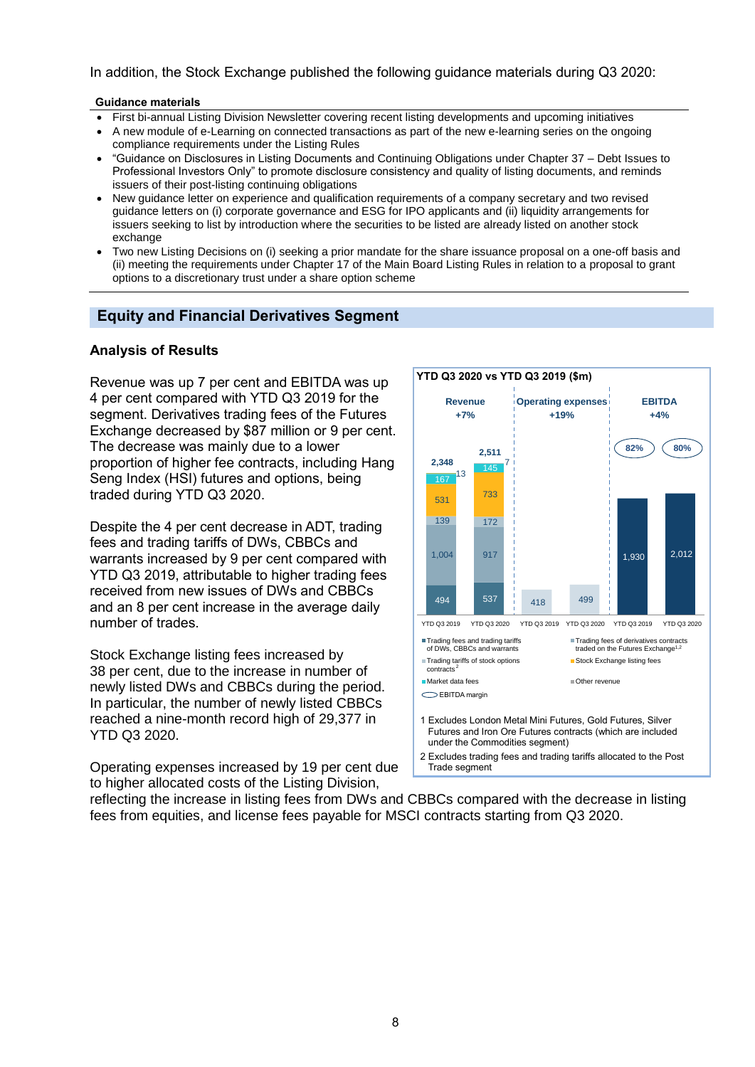In addition, the Stock Exchange published the following guidance materials during Q3 2020:

**Guidance materials**

- First bi-annual Listing Division Newsletter covering recent listing developments and upcoming initiatives
- A new module of e-Learning on connected transactions as part of the new e-learning series on the ongoing compliance requirements under the Listing Rules
- "Guidance on Disclosures in Listing Documents and Continuing Obligations under Chapter 37 – Debt Issues to Professional Investors Only" to promote disclosure consistency and quality of listing documents, and reminds issuers of their post-listing continuing obligations
- New guidance letter on experience and qualification requirements of a company secretary and two revised guidance letters on (i) corporate governance and ESG for IPO applicants and (ii) liquidity arrangements for issuers seeking to list by introduction where the securities to be listed are already listed on another stock exchange
- Two new Listing Decisions on (i) seeking a prior mandate for the share issuance proposal on a one-off basis and (ii) meeting the requirements under Chapter 17 of the Main Board Listing Rules in relation to a proposal to grant options to a discretionary trust under a share option scheme

## Equity and Financial Derivatives Segment

### Analysis of Results

Revenue was up 7 per cent and EBITDA was up 4 per cent compared with YTD Q3 2019 for the segment. Derivatives trading fees of the Futures Exchange decreased by $87 million or 9 per cent. The decrease was mainly due to a lower proportion of higher fee contracts, including Hang Seng Index (HSI) futures and options, being traded during YTD Q3 2020.

Despite the 4 per cent decrease in ADT, trading fees and trading tariffs of DWs, CBBCs and warrants increased by 9 per cent compared with YTD Q3 2019, attributable to higher trading fees received from new issues of DWs and CBBCs and an 8 per cent increase in the average daily number of trades.

Stock Exchange listing fees increased by 38 per cent, due to the increase in number of newly listed DWs and CBBCs during the period. In particular, the number of newly listed CBBCs reached a nine-month record high of 29,377 in YTD Q3 2020.

Operating expenses increased by 19 per cent due to higher allocated costs of the Listing Division, reflecting the increase in listing fees from DWs and CBBCs compared with the decrease in listing fees from equities, and license fees payable for MSCI contracts starting from Q3 2020.

**YTD Q3 2020 vs YTD Q3 2019 ($m)**

| | Revenue YTD Q3 2019 | Revenue YTD Q3 2020 | Operating expenses YTD Q3 2019 | Operating expenses YTD Q3 2020 | EBITDA YTD Q3 2019 | EBITDA YTD Q3 2020 |
|---|---|---|---|---|---|---|
| Trading fees and trading tariffs of DWs, CBBCs and warrants | 494 | 537 | | | | |
| Trading fees of derivatives contracts traded on the Futures Exchange[1,2] | 1,004 | 917 | | | | |
| Trading tariffs of stock options contracts[2] | 139 | 172 | | | | |
| Stock Exchange listing fees | 531 | 733 | | | | |
| Market data fees | 167 | 145 | | | | |
| Other revenue | 13 | 7 | | | | |
| Total | 2,348 | 2,511 | 418 | 499 | 1,930 | 2,012 |
| EBITDA margin | | | | | 82% | 80% |

Revenue +7%; Operating expenses +19%; EBITDA +4%

1 Excludes London Metal Mini Futures, Gold Futures, Silver Futures and Iron Ore Futures contracts (which are included under the Commodities segment)

2 Excludes trading fees and trading tariffs allocated to the Post Trade segment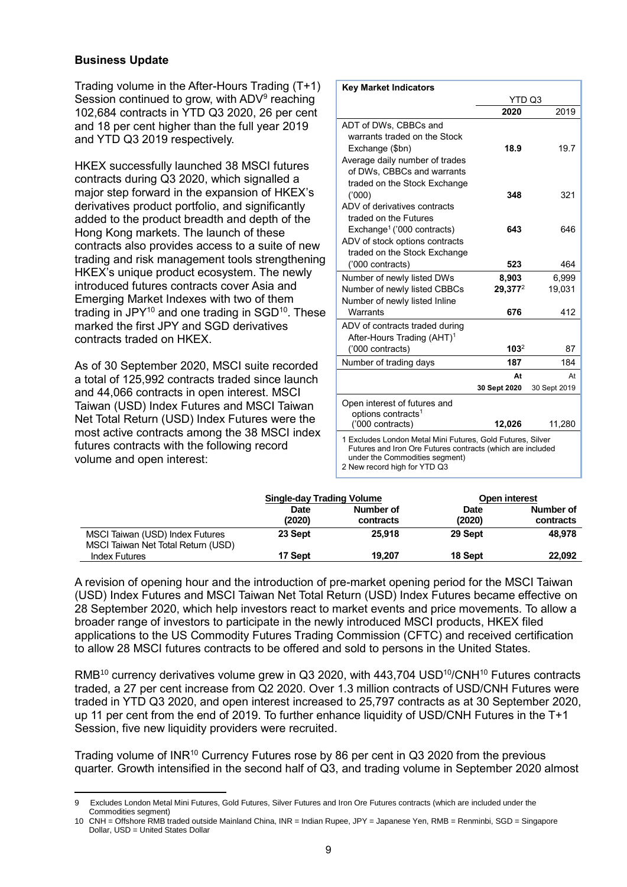**Business Update**

Trading volume in the After-Hours Trading (T+1) Session continued to grow, with ADV[9] reaching 102,684 contracts in YTD Q3 2020, 26 per cent and 18 per cent higher than the full year 2019 and YTD Q3 2019 respectively.

HKEX successfully launched 38 MSCI futures contracts during Q3 2020, which signalled a major step forward in the expansion of HKEX's derivatives product portfolio, and significantly added to the product breadth and depth of the Hong Kong markets. The launch of these contracts also provides access to a suite of new trading and risk management tools strengthening HKEX's unique product ecosystem. The newly introduced futures contracts cover Asia and Emerging Market Indexes with two of them trading in JPY[10] and one trading in SGD[10]. These marked the first JPY and SGD derivatives contracts traded on HKEX.

As of 30 September 2020, MSCI suite recorded a total of 125,992 contracts traded since launch and 44,066 contracts in open interest. MSCI Taiwan (USD) Index Futures and MSCI Taiwan Net Total Return (USD) Index Futures were the most active contracts among the 38 MSCI index futures contracts with the following record volume and open interest:

| Key Market Indicators | YTD Q3 | |
|---|---|---|
| | **2020** | 2019 |
| ADT of DWs, CBBCs and warrants traded on the Stock Exchange ($bn) | **18.9** | 19.7 |
| Average daily number of trades of DWs, CBBCs and warrants traded on the Stock Exchange ('000) | **348** | 321 |
| ADV of derivatives contracts traded on the Futures Exchange[1] ('000 contracts) | **643** | 646 |
| ADV of stock options contracts traded on the Stock Exchange ('000 contracts) | **523** | 464 |
| Number of newly listed DWs | **8,903** | 6,999 |
| Number of newly listed CBBCs | **29,377**[2] | 19,031 |
| Number of newly listed Inline Warrants | **676** | 412 |
| ADV of contracts traded during After-Hours Trading (AHT)[1] ('000 contracts) | **103**[2] | 87 |
| Number of trading days | **187** | 184 |
| | **At 30 Sept 2020** | At 30 Sept 2019 |
| Open interest of futures and options contracts[1] ('000 contracts) | **12,026** | 11,280 |

1 Excludes London Metal Mini Futures, Gold Futures, Silver Futures and Iron Ore Futures contracts (which are included under the Commodities segment)
2 New record high for YTD Q3

| | Single-day Trading Volume | | Open interest | |
|---|---|---|---|---|
| | Date (2020) | Number of contracts | Date (2020) | Number of contracts |
| MSCI Taiwan (USD) Index Futures | **23 Sept** | **25,918** | **29 Sept** | **48,978** |
| MSCI Taiwan Net Total Return (USD) Index Futures | **17 Sept** | **19,207** | **18 Sept** | **22,092** |

A revision of opening hour and the introduction of pre-market opening period for the MSCI Taiwan (USD) Index Futures and MSCI Taiwan Net Total Return (USD) Index Futures became effective on 28 September 2020, which help investors react to market events and price movements. To allow a broader range of investors to participate in the newly introduced MSCI products, HKEX filed applications to the US Commodity Futures Trading Commission (CFTC) and received certification to allow 28 MSCI futures contracts to be offered and sold to persons in the United States.

RMB[10] currency derivatives volume grew in Q3 2020, with 443,704 USD[10]/CNH[10] Futures contracts traded, a 27 per cent increase from Q2 2020. Over 1.3 million contracts of USD/CNH Futures were traded in YTD Q3 2020, and open interest increased to 25,797 contracts as at 30 September 2020, up 11 per cent from the end of 2019. To further enhance liquidity of USD/CNH Futures in the T+1 Session, five new liquidity providers were recruited.

Trading volume of INR[10] Currency Futures rose by 86 per cent in Q3 2020 from the previous quarter. Growth intensified in the second half of Q3, and trading volume in September 2020 almost

9 Excludes London Metal Mini Futures, Gold Futures, Silver Futures and Iron Ore Futures contracts (which are included under the Commodities segment)

10 CNH = Offshore RMB traded outside Mainland China, INR = Indian Rupee, JPY = Japanese Yen, RMB = Renminbi, SGD = Singapore Dollar, USD = United States Dollar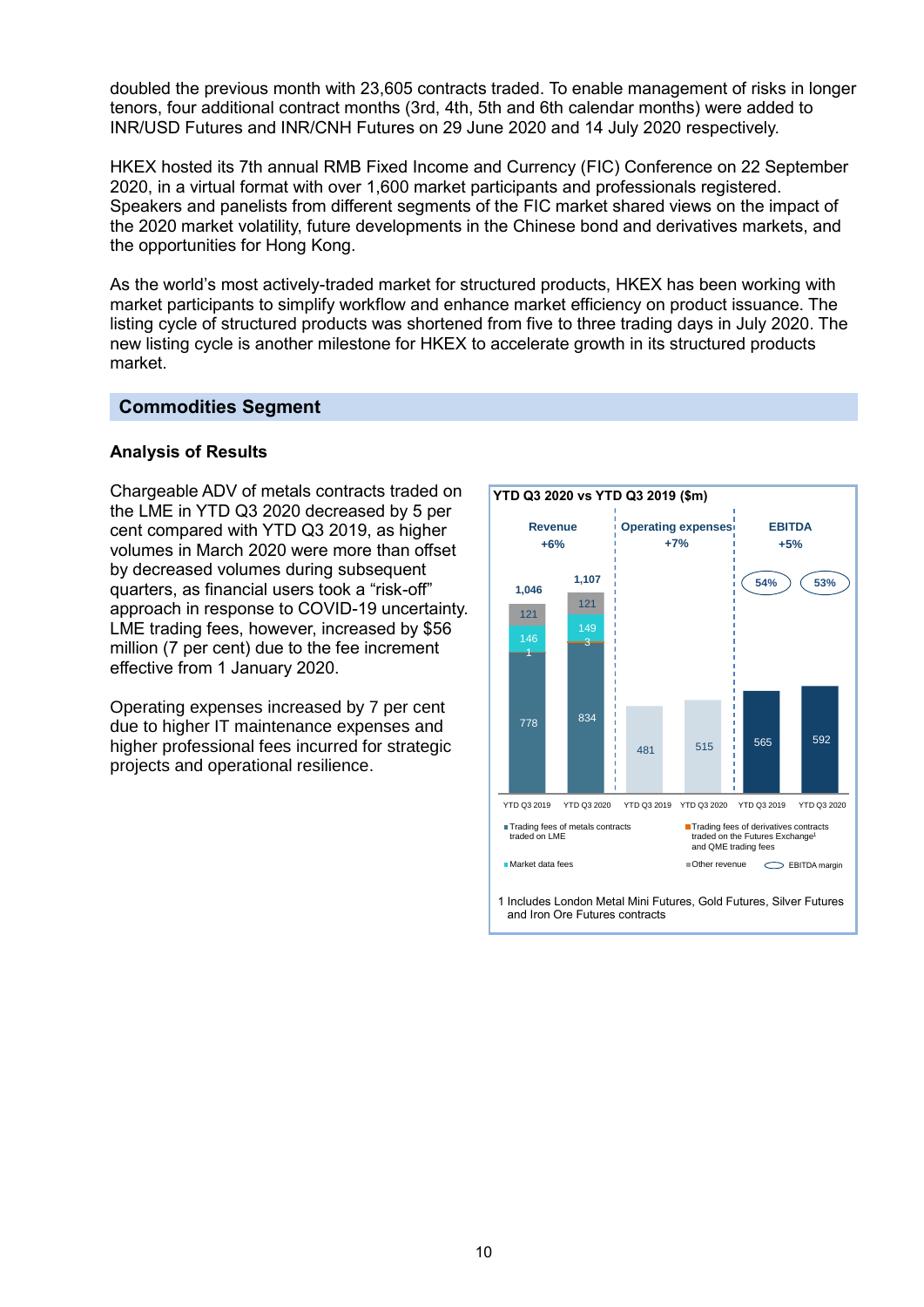doubled the previous month with 23,605 contracts traded. To enable management of risks in longer tenors, four additional contract months (3rd, 4th, 5th and 6th calendar months) were added to INR/USD Futures and INR/CNH Futures on 29 June 2020 and 14 July 2020 respectively.

HKEX hosted its 7th annual RMB Fixed Income and Currency (FIC) Conference on 22 September 2020, in a virtual format with over 1,600 market participants and professionals registered. Speakers and panelists from different segments of the FIC market shared views on the impact of the 2020 market volatility, future developments in the Chinese bond and derivatives markets, and the opportunities for Hong Kong.

As the world's most actively-traded market for structured products, HKEX has been working with market participants to simplify workflow and enhance market efficiency on product issuance. The listing cycle of structured products was shortened from five to three trading days in July 2020. The new listing cycle is another milestone for HKEX to accelerate growth in its structured products market.

## Commodities Segment

### Analysis of Results

Chargeable ADV of metals contracts traded on the LME in YTD Q3 2020 decreased by 5 per cent compared with YTD Q3 2019, as higher volumes in March 2020 were more than offset by decreased volumes during subsequent quarters, as financial users took a "risk-off" approach in response to COVID-19 uncertainty. LME trading fees, however, increased by $56 million (7 per cent) due to the fee increment effective from 1 January 2020.

Operating expenses increased by 7 per cent due to higher IT maintenance expenses and higher professional fees incurred for strategic projects and operational resilience.

**YTD Q3 2020 vs YTD Q3 2019 ($m)**

| | Revenue (+6%) | | Operating expenses (+7%) | | EBITDA (+5%) | |
|---|---|---|---|---|---|---|
| | YTD Q3 2019 | YTD Q3 2020 | YTD Q3 2019 | YTD Q3 2020 | YTD Q3 2019 | YTD Q3 2020 |
| Trading fees of metals contracts traded on LME | 778 | 834 | | | | |
| Trading fees of derivatives contracts traded on the Futures Exchange[1] and QME trading fees | 1 | 3 | | | | |
| Market data fees | 146 | 149 | | | | |
| Other revenue | 121 | 121 | | | | |
| Total | 1,046 | 1,107 | 481 | 515 | 565 | 592 |
| EBITDA margin | | | | | 54% | 53% |

1 Includes London Metal Mini Futures, Gold Futures, Silver Futures and Iron Ore Futures contracts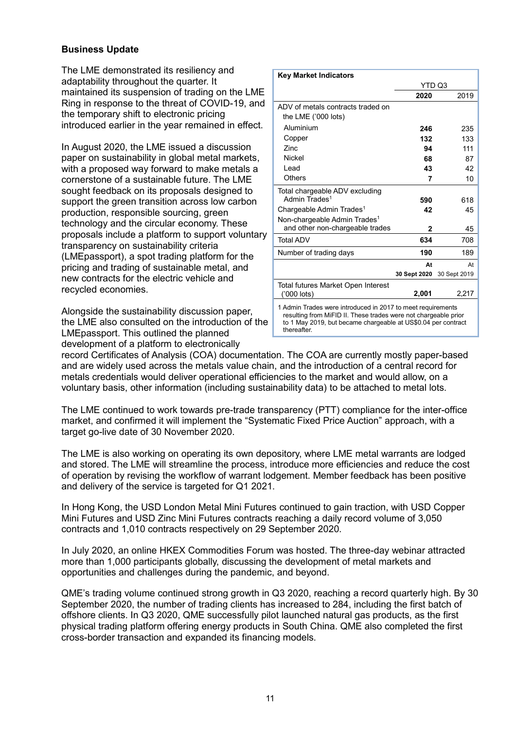### Business Update

The LME demonstrated its resiliency and adaptability throughout the quarter. It maintained its suspension of trading on the LME Ring in response to the threat of COVID-19, and the temporary shift to electronic pricing introduced earlier in the year remained in effect.

In August 2020, the LME issued a discussion paper on sustainability in global metal markets, with a proposed way forward to make metals a cornerstone of a sustainable future. The LME sought feedback on its proposals designed to support the green transition across low carbon production, responsible sourcing, green technology and the circular economy. These proposals include a platform to support voluntary transparency on sustainability criteria (LMEpassport), a spot trading platform for the pricing and trading of sustainable metal, and new contracts for the electric vehicle and recycled economies.

| Key Market Indicators | YTD Q3 | |
|---|---|---|
| | **2020** | 2019 |
| ADV of metals contracts traded on the LME ('000 lots) | | |
| Aluminium | **246** | 235 |
| Copper | **132** | 133 |
| Zinc | **94** | 111 |
| Nickel | **68** | 87 |
| Lead | **43** | 42 |
| Others | **7** | 10 |
| Total chargeable ADV excluding Admin Trades[1] | **590** | 618 |
| Chargeable Admin Trades[1] | **42** | 45 |
| Non-chargeable Admin Trades[1] and other non-chargeable trades | **2** | 45 |
| Total ADV | **634** | 708 |
| Number of trading days | **190** | 189 |
| | **At 30 Sept 2020** | At 30 Sept 2019 |
| Total futures Market Open Interest ('000 lots) | **2,001** | 2,217 |

1 Admin Trades were introduced in 2017 to meet requirements resulting from MiFID II. These trades were not chargeable prior to 1 May 2019, but became chargeable at US$0.04 per contract thereafter.

Alongside the sustainability discussion paper, the LME also consulted on the introduction of the LMEpassport. This outlined the planned development of a platform to electronically record Certificates of Analysis (COA) documentation. The COA are currently mostly paper-based and are widely used across the metals value chain, and the introduction of a central record for metals credentials would deliver operational efficiencies to the market and would allow, on a voluntary basis, other information (including sustainability data) to be attached to metal lots.

The LME continued to work towards pre-trade transparency (PTT) compliance for the inter-office market, and confirmed it will implement the "Systematic Fixed Price Auction" approach, with a target go-live date of 30 November 2020.

The LME is also working on operating its own depository, where LME metal warrants are lodged and stored. The LME will streamline the process, introduce more efficiencies and reduce the cost of operation by revising the workflow of warrant lodgement. Member feedback has been positive and delivery of the service is targeted for Q1 2021.

In Hong Kong, the USD London Metal Mini Futures continued to gain traction, with USD Copper Mini Futures and USD Zinc Mini Futures contracts reaching a daily record volume of 3,050 contracts and 1,010 contracts respectively on 29 September 2020.

In July 2020, an online HKEX Commodities Forum was hosted. The three-day webinar attracted more than 1,000 participants globally, discussing the development of metal markets and opportunities and challenges during the pandemic, and beyond.

QME's trading volume continued strong growth in Q3 2020, reaching a record quarterly high. By 30 September 2020, the number of trading clients has increased to 284, including the first batch of offshore clients. In Q3 2020, QME successfully pilot launched natural gas products, as the first physical trading platform offering energy products in South China. QME also completed the first cross-border transaction and expanded its financing models.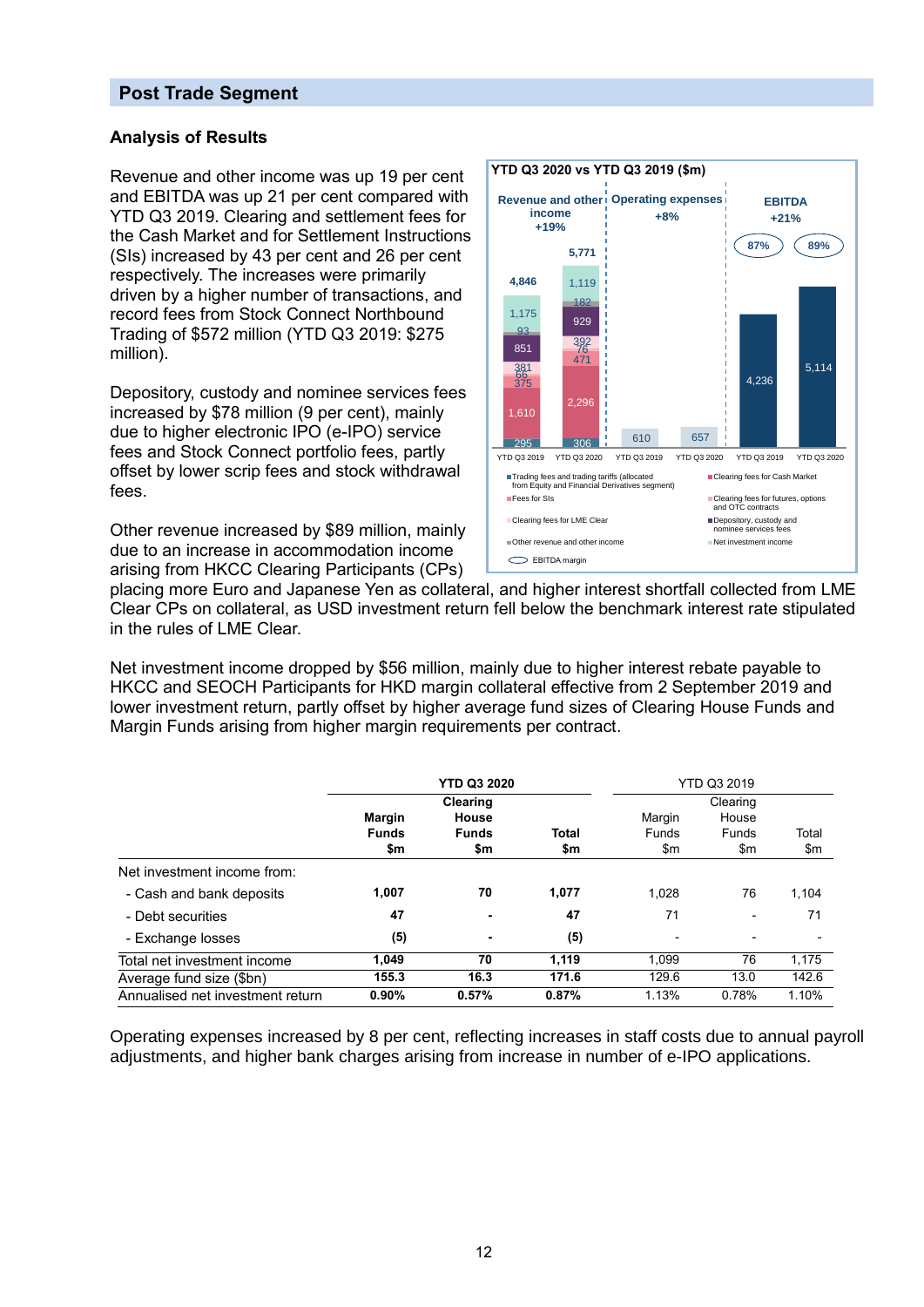## Post Trade Segment

### Analysis of Results

Revenue and other income was up 19 per cent and EBITDA was up 21 per cent compared with YTD Q3 2019. Clearing and settlement fees for the Cash Market and for Settlement Instructions (SIs) increased by 43 per cent and 26 per cent respectively. The increases were primarily driven by a higher number of transactions, and record fees from Stock Connect Northbound Trading of $572 million (YTD Q3 2019: $275 million).

Depository, custody and nominee services fees increased by $78 million (9 per cent), mainly due to higher electronic IPO (e-IPO) service fees and Stock Connect portfolio fees, partly offset by lower scrip fees and stock withdrawal fees.

**YTD Q3 2020 vs YTD Q3 2019 ($m)**

| | Revenue and other income (+19%) YTD Q3 2019 | Revenue and other income (+19%) YTD Q3 2020 | Operating expenses (+8%) YTD Q3 2019 | Operating expenses (+8%) YTD Q3 2020 | EBITDA (+21%) YTD Q3 2019 | EBITDA (+21%) YTD Q3 2020 |
|---|---|---|---|---|---|---|
| Trading fees and trading tariffs (allocated from Equity and Financial Derivatives segment) | 295 | 306 | | | | |
| Clearing fees for Cash Market | 1,610 | 2,296 | | | | |
| Fees for SIs | 375 | 471 | | | | |
| Clearing fees for futures, options and OTC contracts | 66 | 76 | | | | |
| Clearing fees for LME Clear | 381 | 392 | | | | |
| Depository, custody and nominee services fees | 851 | 929 | | | | |
| Other revenue and other income | 93 | 182 | | | | |
| Net investment income | 1,175 | 1,119 | | | | |
| Total | 4,846 | 5,771 | 610 | 657 | 4,236 | 5,114 |
| EBITDA margin | | | | | 87% | 89% |

Other revenue increased by $89 million, mainly due to an increase in accommodation income arising from HKCC Clearing Participants (CPs) placing more Euro and Japanese Yen as collateral, and higher interest shortfall collected from LME Clear CPs on collateral, as USD investment return fell below the benchmark interest rate stipulated in the rules of LME Clear.

Net investment income dropped by $56 million, mainly due to higher interest rebate payable to HKCC and SEOCH Participants for HKD margin collateral effective from 2 September 2019 and lower investment return, partly offset by higher average fund sizes of Clearing House Funds and Margin Funds arising from higher margin requirements per contract.

| | **YTD Q3 2020** | | | YTD Q3 2019 | | |
|---|---|---|---|---|---|---|
| | **Margin Funds $m** | **Clearing House Funds $m** | **Total $m** | Margin Funds $m | Clearing House Funds $m | Total $m |
| Net investment income from: | | | | | | |
| - Cash and bank deposits | **1,007** | **70** | **1,077** | 1,028 | 76 | 1,104 |
| - Debt securities | **47** | **-** | **47** | 71 | - | 71 |
| - Exchange losses | **(5)** | **-** | **(5)** | - | - | - |
| Total net investment income | **1,049** | **70** | **1,119** | 1,099 | 76 | 1,175 |
| Average fund size ($bn) | **155.3** | **16.3** | **171.6** | 129.6 | 13.0 | 142.6 |
| Annualised net investment return | **0.90%** | **0.57%** | **0.87%** | 1.13% | 0.78% | 1.10% |

Operating expenses increased by 8 per cent, reflecting increases in staff costs due to annual payroll adjustments, and higher bank charges arising from increase in number of e-IPO applications.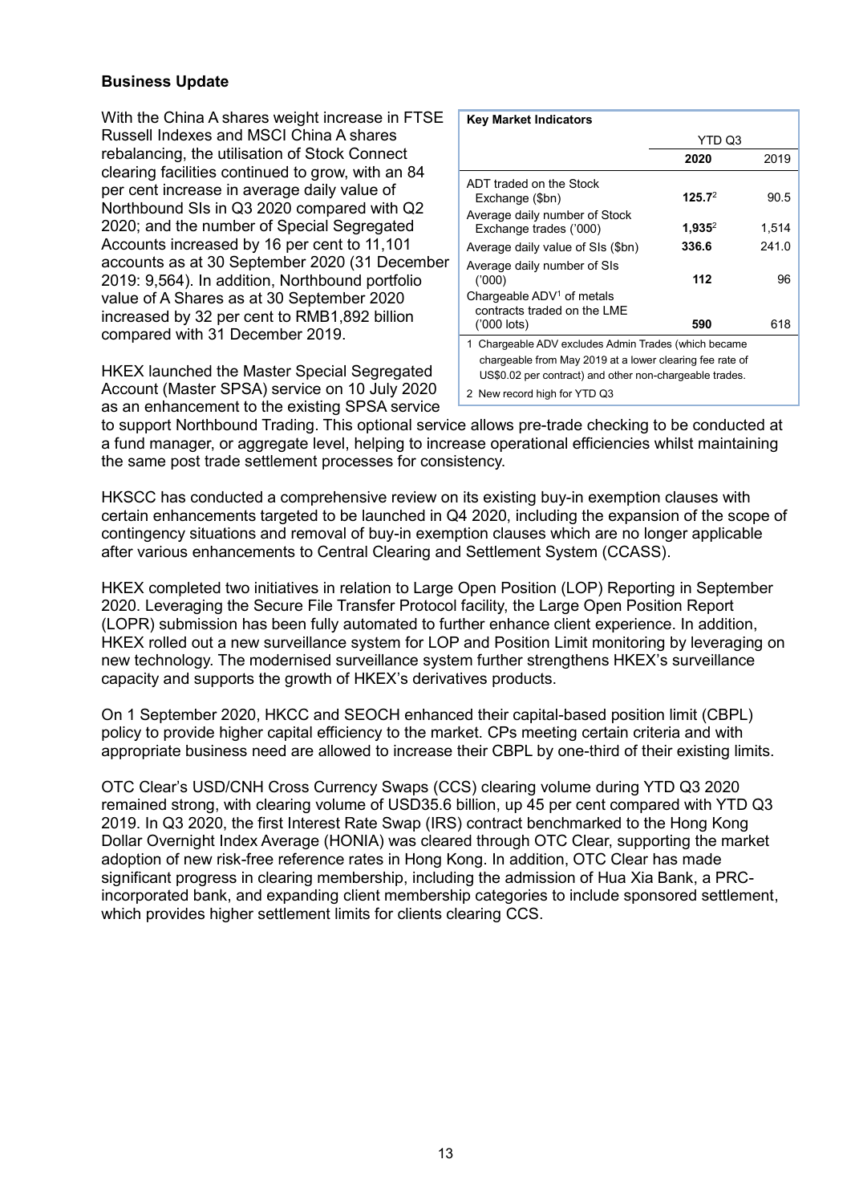## Business Update

With the China A shares weight increase in FTSE Russell Indexes and MSCI China A shares rebalancing, the utilisation of Stock Connect clearing facilities continued to grow, with an 84 per cent increase in average daily value of Northbound SIs in Q3 2020 compared with Q2 2020; and the number of Special Segregated Accounts increased by 16 per cent to 11,101 accounts as at 30 September 2020 (31 December 2019: 9,564). In addition, Northbound portfolio value of A Shares as at 30 September 2020 increased by 32 per cent to RMB1,892 billion compared with 31 December 2019.

| Key Market Indicators | YTD Q3 | |
|---|---|---|
| | **2020** | 2019 |
| ADT traded on the Stock Exchange ($bn) | **125.7**[2] | 90.5 |
| Average daily number of Stock Exchange trades ('000) | **1,935**[2] | 1,514 |
| Average daily value of SIs ($bn) | **336.6** | 241.0 |
| Average daily number of SIs ('000) | **112** | 96 |
| Chargeable ADV[1] of metals contracts traded on the LME ('000 lots) | **590** | 618 |

1 Chargeable ADV excludes Admin Trades (which became chargeable from May 2019 at a lower clearing fee rate of US$0.02 per contract) and other non-chargeable trades.

2 New record high for YTD Q3

HKEX launched the Master Special Segregated Account (Master SPSA) service on 10 July 2020 as an enhancement to the existing SPSA service to support Northbound Trading. This optional service allows pre-trade checking to be conducted at a fund manager, or aggregate level, helping to increase operational efficiencies whilst maintaining the same post trade settlement processes for consistency.

HKSCC has conducted a comprehensive review on its existing buy-in exemption clauses with certain enhancements targeted to be launched in Q4 2020, including the expansion of the scope of contingency situations and removal of buy-in exemption clauses which are no longer applicable after various enhancements to Central Clearing and Settlement System (CCASS).

HKEX completed two initiatives in relation to Large Open Position (LOP) Reporting in September 2020. Leveraging the Secure File Transfer Protocol facility, the Large Open Position Report (LOPR) submission has been fully automated to further enhance client experience. In addition, HKEX rolled out a new surveillance system for LOP and Position Limit monitoring by leveraging on new technology. The modernised surveillance system further strengthens HKEX's surveillance capacity and supports the growth of HKEX's derivatives products.

On 1 September 2020, HKCC and SEOCH enhanced their capital-based position limit (CBPL) policy to provide higher capital efficiency to the market. CPs meeting certain criteria and with appropriate business need are allowed to increase their CBPL by one-third of their existing limits.

OTC Clear's USD/CNH Cross Currency Swaps (CCS) clearing volume during YTD Q3 2020 remained strong, with clearing volume of USD35.6 billion, up 45 per cent compared with YTD Q3 2019. In Q3 2020, the first Interest Rate Swap (IRS) contract benchmarked to the Hong Kong Dollar Overnight Index Average (HONIA) was cleared through OTC Clear, supporting the market adoption of new risk-free reference rates in Hong Kong. In addition, OTC Clear has made significant progress in clearing membership, including the admission of Hua Xia Bank, a PRC-incorporated bank, and expanding client membership categories to include sponsored settlement, which provides higher settlement limits for clients clearing CCS.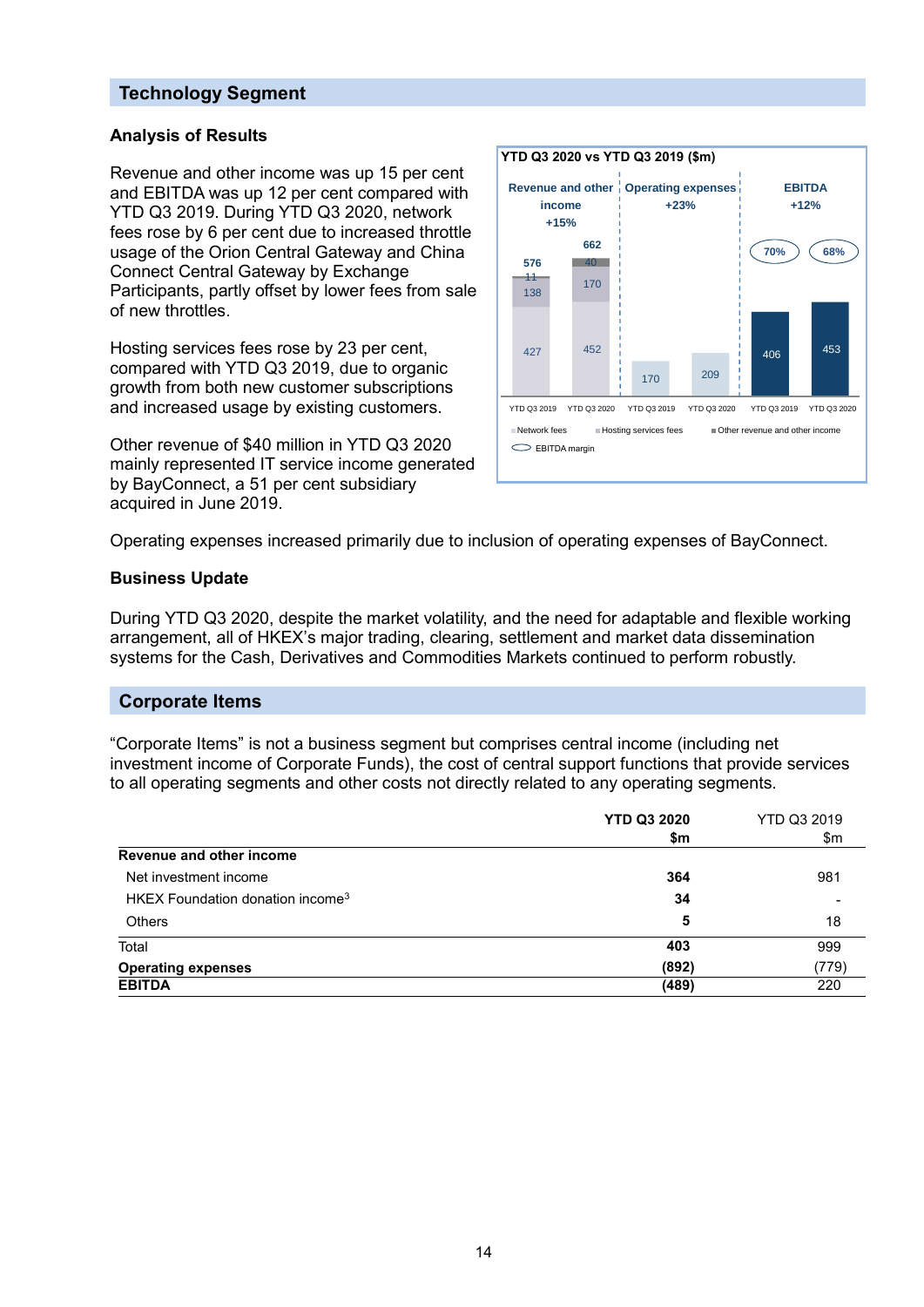## Technology Segment

### Analysis of Results

Revenue and other income was up 15 per cent and EBITDA was up 12 per cent compared with YTD Q3 2019. During YTD Q3 2020, network fees rose by 6 per cent due to increased throttle usage of the Orion Central Gateway and China Connect Central Gateway by Exchange Participants, partly offset by lower fees from sale of new throttles.

Hosting services fees rose by 23 per cent, compared with YTD Q3 2019, due to organic growth from both new customer subscriptions and increased usage by existing customers.

Other revenue of $40 million in YTD Q3 2020 mainly represented IT service income generated by BayConnect, a 51 per cent subsidiary acquired in June 2019.

**YTD Q3 2020 vs YTD Q3 2019 ($m)**

| | Revenue and other income +15% | | Operating expenses +23% | | EBITDA +12% | |
|---|---|---|---|---|---|---|
| | YTD Q3 2019 | YTD Q3 2020 | YTD Q3 2019 | YTD Q3 2020 | YTD Q3 2019 | YTD Q3 2020 |
| Network fees | 427 | 452 | | | | |
| Hosting services fees | 138 | 170 | | | | |
| Other revenue and other income | 11 | 40 | | | | |
| Total | 576 | 662 | 170 | 209 | 406 | 453 |
| EBITDA margin | | | | | 70% | 68% |

Operating expenses increased primarily due to inclusion of operating expenses of BayConnect.

### Business Update

During YTD Q3 2020, despite the market volatility, and the need for adaptable and flexible working arrangement, all of HKEX's major trading, clearing, settlement and market data dissemination systems for the Cash, Derivatives and Commodities Markets continued to perform robustly.

## Corporate Items

"Corporate Items" is not a business segment but comprises central income (including net investment income of Corporate Funds), the cost of central support functions that provide services to all operating segments and other costs not directly related to any operating segments.

| | **YTD Q3 2020 $m** | YTD Q3 2019 $m |
|---|---|---|
| **Revenue and other income** | | |
| Net investment income | **364** | 981 |
| HKEX Foundation donation income[3] | **34** | - |
| Others | **5** | 18 |
| Total | **403** | 999 |
| **Operating expenses** | **(892)** | (779) |
| **EBITDA** | **(489)** | 220 |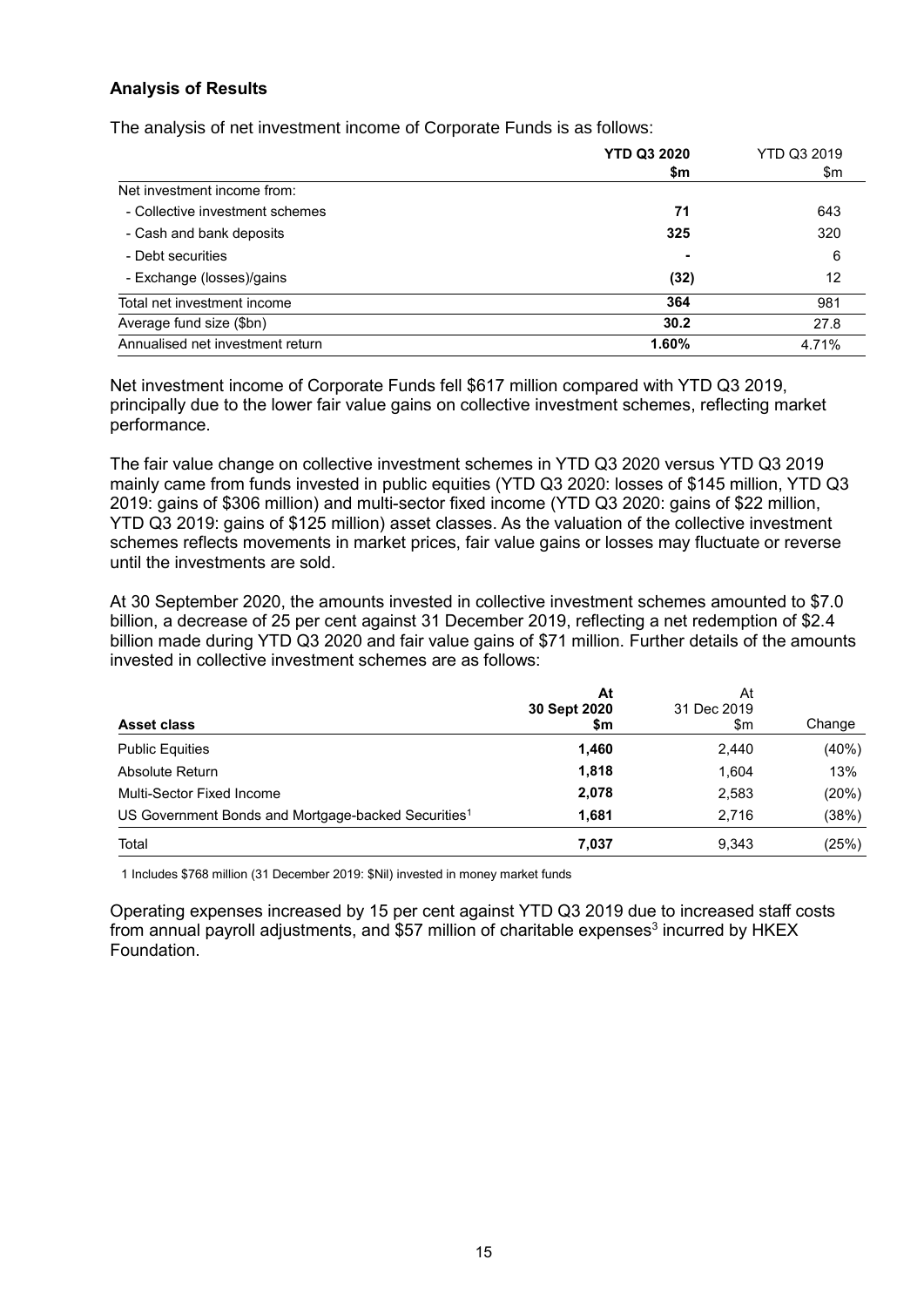### Analysis of Results

The analysis of net investment income of Corporate Funds is as follows:

| | **YTD Q3 2020** **$m** | YTD Q3 2019 $m |
|---|---|---|
| Net investment income from: | | |
| - Collective investment schemes | **71** | 643 |
| - Cash and bank deposits | **325** | 320 |
| - Debt securities | **-** | 6 |
| - Exchange (losses)/gains | **(32)** | 12 |
| Total net investment income | **364** | 981 |
| Average fund size ($bn) | **30.2** | 27.8 |
| Annualised net investment return | **1.60%** | 4.71% |

Net investment income of Corporate Funds fell $617 million compared with YTD Q3 2019, principally due to the lower fair value gains on collective investment schemes, reflecting market performance.

The fair value change on collective investment schemes in YTD Q3 2020 versus YTD Q3 2019 mainly came from funds invested in public equities (YTD Q3 2020: losses of $145 million, YTD Q3 2019: gains of $306 million) and multi-sector fixed income (YTD Q3 2020: gains of $22 million, YTD Q3 2019: gains of $125 million) asset classes. As the valuation of the collective investment schemes reflects movements in market prices, fair value gains or losses may fluctuate or reverse until the investments are sold.

At 30 September 2020, the amounts invested in collective investment schemes amounted to $7.0 billion, a decrease of 25 per cent against 31 December 2019, reflecting a net redemption of $2.4 billion made during YTD Q3 2020 and fair value gains of $71 million. Further details of the amounts invested in collective investment schemes are as follows:

| **Asset class** | **At 30 Sept 2020 $m** | At 31 Dec 2019 $m | Change |
|---|---|---|---|
| Public Equities | **1,460** | 2,440 | (40%) |
| Absolute Return | **1,818** | 1,604 | 13% |
| Multi-Sector Fixed Income | **2,078** | 2,583 | (20%) |
| US Government Bonds and Mortgage-backed Securities[1] | **1,681** | 2,716 | (38%) |
| Total | **7,037** | 9,343 | (25%) |

1 Includes $768 million (31 December 2019: $Nil) invested in money market funds

Operating expenses increased by 15 per cent against YTD Q3 2019 due to increased staff costs from annual payroll adjustments, and $57 million of charitable expenses[3] incurred by HKEX Foundation.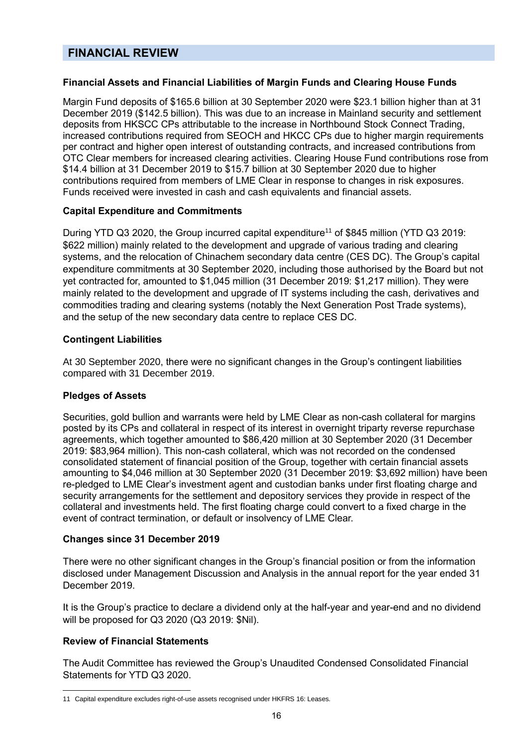## FINANCIAL REVIEW

**Financial Assets and Financial Liabilities of Margin Funds and Clearing House Funds**

Margin Fund deposits of $165.6 billion at 30 September 2020 were $23.1 billion higher than at 31 December 2019 ($142.5 billion). This was due to an increase in Mainland security and settlement deposits from HKSCC CPs attributable to the increase in Northbound Stock Connect Trading, increased contributions required from SEOCH and HKCC CPs due to higher margin requirements per contract and higher open interest of outstanding contracts, and increased contributions from OTC Clear members for increased clearing activities. Clearing House Fund contributions rose from $14.4 billion at 31 December 2019 to $15.7 billion at 30 September 2020 due to higher contributions required from members of LME Clear in response to changes in risk exposures. Funds received were invested in cash and cash equivalents and financial assets.

**Capital Expenditure and Commitments**

During YTD Q3 2020, the Group incurred capital expenditure[11] of $845 million (YTD Q3 2019: $622 million) mainly related to the development and upgrade of various trading and clearing systems, and the relocation of Chinachem secondary data centre (CES DC). The Group's capital expenditure commitments at 30 September 2020, including those authorised by the Board but not yet contracted for, amounted to $1,045 million (31 December 2019: $1,217 million). They were mainly related to the development and upgrade of IT systems including the cash, derivatives and commodities trading and clearing systems (notably the Next Generation Post Trade systems), and the setup of the new secondary data centre to replace CES DC.

**Contingent Liabilities**

At 30 September 2020, there were no significant changes in the Group's contingent liabilities compared with 31 December 2019.

**Pledges of Assets**

Securities, gold bullion and warrants were held by LME Clear as non-cash collateral for margins posted by its CPs and collateral in respect of its interest in overnight triparty reverse repurchase agreements, which together amounted to $86,420 million at 30 September 2020 (31 December 2019: $83,964 million). This non-cash collateral, which was not recorded on the condensed consolidated statement of financial position of the Group, together with certain financial assets amounting to $4,046 million at 30 September 2020 (31 December 2019: $3,692 million) have been re-pledged to LME Clear's investment agent and custodian banks under first floating charge and security arrangements for the settlement and depository services they provide in respect of the collateral and investments held. The first floating charge could convert to a fixed charge in the event of contract termination, or default or insolvency of LME Clear.

**Changes since 31 December 2019**

There were no other significant changes in the Group's financial position or from the information disclosed under Management Discussion and Analysis in the annual report for the year ended 31 December 2019.

It is the Group's practice to declare a dividend only at the half-year and year-end and no dividend will be proposed for Q3 2020 (Q3 2019: $Nil).

**Review of Financial Statements**

The Audit Committee has reviewed the Group's Unaudited Condensed Consolidated Financial Statements for YTD Q3 2020.

---

11 Capital expenditure excludes right-of-use assets recognised under HKFRS 16: Leases.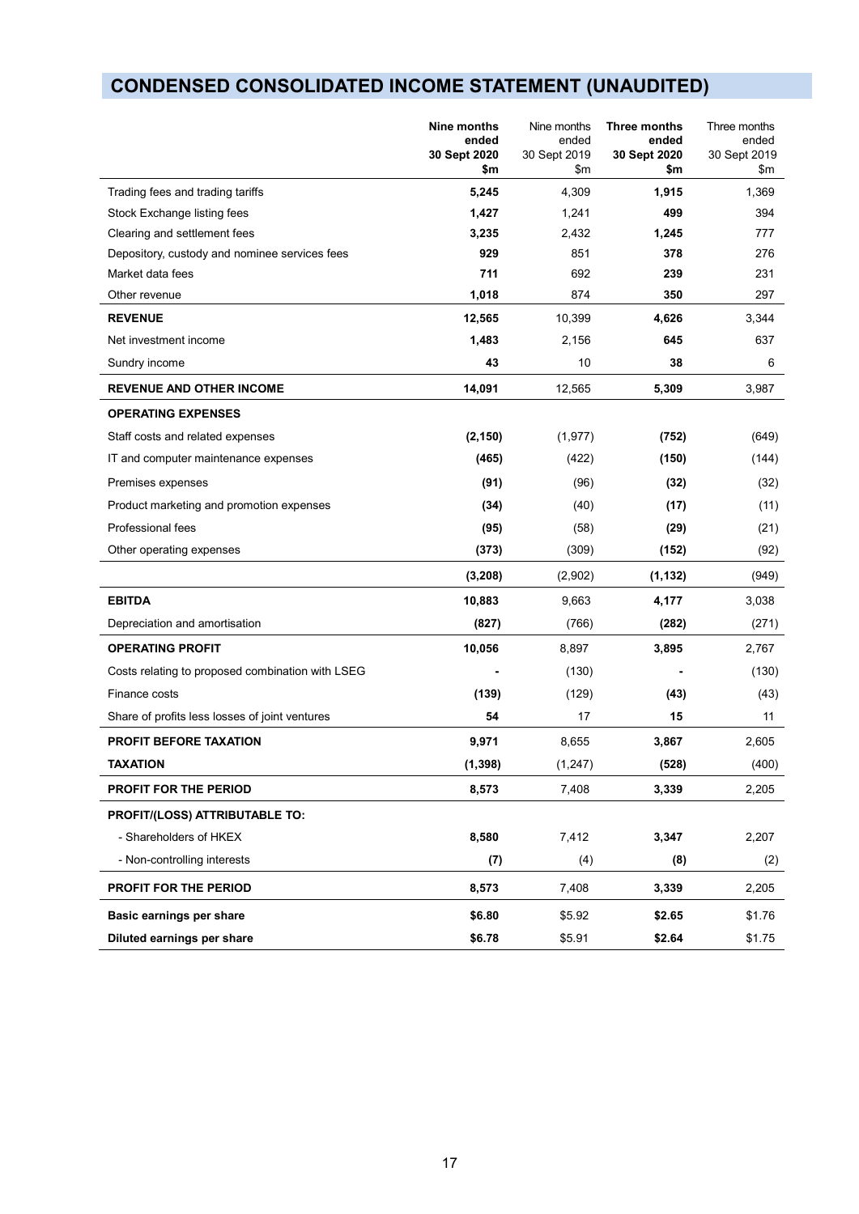# CONDENSED CONSOLIDATED INCOME STATEMENT (UNAUDITED)

| | **Nine months ended 30 Sept 2020 $m** | Nine months ended 30 Sept 2019 $m | **Three months ended 30 Sept 2020 $m** | Three months ended 30 Sept 2019 $m |
|---|---|---|---|---|
| Trading fees and trading tariffs | **5,245** | 4,309 | **1,915** | 1,369 |
| Stock Exchange listing fees | **1,427** | 1,241 | **499** | 394 |
| Clearing and settlement fees | **3,235** | 2,432 | **1,245** | 777 |
| Depository, custody and nominee services fees | **929** | 851 | **378** | 276 |
| Market data fees | **711** | 692 | **239** | 231 |
| Other revenue | **1,018** | 874 | **350** | 297 |
| **REVENUE** | **12,565** | 10,399 | **4,626** | 3,344 |
| Net investment income | **1,483** | 2,156 | **645** | 637 |
| Sundry income | **43** | 10 | **38** | 6 |
| **REVENUE AND OTHER INCOME** | **14,091** | 12,565 | **5,309** | 3,987 |
| **OPERATING EXPENSES** | | | | |
| Staff costs and related expenses | **(2,150)** | (1,977) | **(752)** | (649) |
| IT and computer maintenance expenses | **(465)** | (422) | **(150)** | (144) |
| Premises expenses | **(91)** | (96) | **(32)** | (32) |
| Product marketing and promotion expenses | **(34)** | (40) | **(17)** | (11) |
| Professional fees | **(95)** | (58) | **(29)** | (21) |
| Other operating expenses | **(373)** | (309) | **(152)** | (92) |
| | **(3,208)** | (2,902) | **(1,132)** | (949) |
| **EBITDA** | **10,883** | 9,663 | **4,177** | 3,038 |
| Depreciation and amortisation | **(827)** | (766) | **(282)** | (271) |
| **OPERATING PROFIT** | **10,056** | 8,897 | **3,895** | 2,767 |
| Costs relating to proposed combination with LSEG | **-** | (130) | **-** | (130) |
| Finance costs | **(139)** | (129) | **(43)** | (43) |
| Share of profits less losses of joint ventures | **54** | 17 | **15** | 11 |
| **PROFIT BEFORE TAXATION** | **9,971** | 8,655 | **3,867** | 2,605 |
| **TAXATION** | **(1,398)** | (1,247) | **(528)** | (400) |
| **PROFIT FOR THE PERIOD** | **8,573** | 7,408 | **3,339** | 2,205 |
| **PROFIT/(LOSS) ATTRIBUTABLE TO:** | | | | |
| - Shareholders of HKEX | **8,580** | 7,412 | **3,347** | 2,207 |
| - Non-controlling interests | **(7)** | (4) | **(8)** | (2) |
| **PROFIT FOR THE PERIOD** | **8,573** | 7,408 | **3,339** | 2,205 |
| **Basic earnings per share** | **$6.80** | $5.92 | **$2.65** | $1.76 |
| **Diluted earnings per share** | **$6.78** | $5.91 | **$2.64** | $1.75 |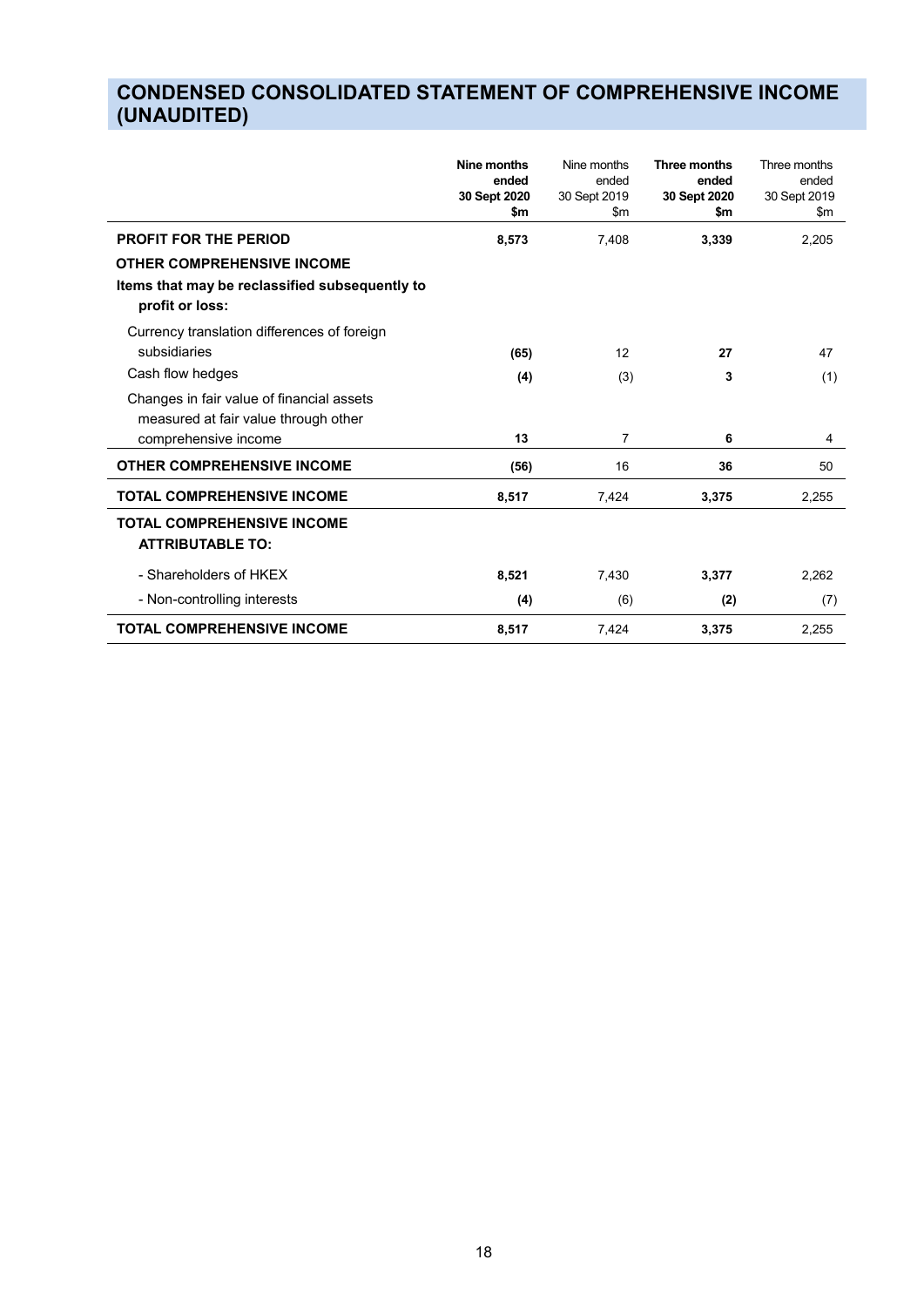# CONDENSED CONSOLIDATED STATEMENT OF COMPREHENSIVE INCOME (UNAUDITED)

| | **Nine months ended 30 Sept 2020 $m** | Nine months ended 30 Sept 2019 $m | **Three months ended 30 Sept 2020 $m** | Three months ended 30 Sept 2019 $m |
|---|---|---|---|---|
| **PROFIT FOR THE PERIOD** | **8,573** | 7,408 | **3,339** | 2,205 |
| **OTHER COMPREHENSIVE INCOME** | | | | |
| **Items that may be reclassified subsequently to profit or loss:** | | | | |
| Currency translation differences of foreign subsidiaries | **(65)** | 12 | **27** | 47 |
| Cash flow hedges | **(4)** | (3) | **3** | (1) |
| Changes in fair value of financial assets measured at fair value through other comprehensive income | **13** | 7 | **6** | 4 |
| **OTHER COMPREHENSIVE INCOME** | **(56)** | 16 | **36** | 50 |
| **TOTAL COMPREHENSIVE INCOME** | **8,517** | 7,424 | **3,375** | 2,255 |
| **TOTAL COMPREHENSIVE INCOME ATTRIBUTABLE TO:** | | | | |
| - Shareholders of HKEX | **8,521** | 7,430 | **3,377** | 2,262 |
| - Non-controlling interests | **(4)** | (6) | **(2)** | (7) |
| **TOTAL COMPREHENSIVE INCOME** | **8,517** | 7,424 | **3,375** | 2,255 |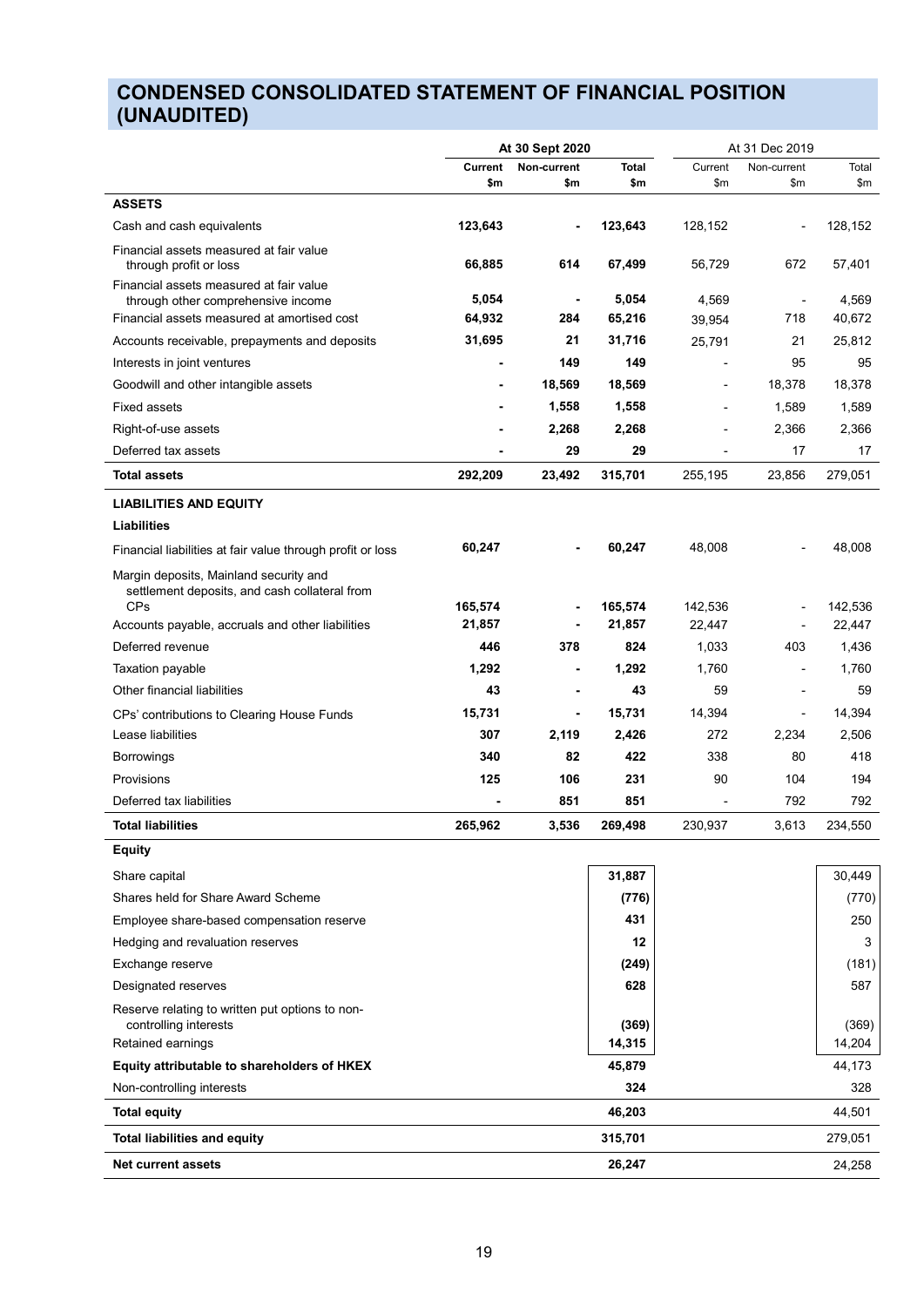# CONDENSED CONSOLIDATED STATEMENT OF FINANCIAL POSITION (UNAUDITED)

| | At 30 Sept 2020 | | | At 31 Dec 2019 | | |
|---|---|---|---|---|---|---|
| | Current $m | Non-current $m | Total $m | Current $m | Non-current $m | Total $m |
| **ASSETS** | | | | | | |
| Cash and cash equivalents | **123,643** | **-** | **123,643** | 128,152 | - | 128,152 |
| Financial assets measured at fair value through profit or loss | **66,885** | **614** | **67,499** | 56,729 | 672 | 57,401 |
| Financial assets measured at fair value through other comprehensive income | **5,054** | **-** | **5,054** | 4,569 | - | 4,569 |
| Financial assets measured at amortised cost | **64,932** | **284** | **65,216** | 39,954 | 718 | 40,672 |
| Accounts receivable, prepayments and deposits | **31,695** | **21** | **31,716** | 25,791 | 21 | 25,812 |
| Interests in joint ventures | **-** | **149** | **149** | - | 95 | 95 |
| Goodwill and other intangible assets | **-** | **18,569** | **18,569** | - | 18,378 | 18,378 |
| Fixed assets | **-** | **1,558** | **1,558** | - | 1,589 | 1,589 |
| Right-of-use assets | **-** | **2,268** | **2,268** | - | 2,366 | 2,366 |
| Deferred tax assets | **-** | **29** | **29** | - | 17 | 17 |
| **Total assets** | **292,209** | **23,492** | **315,701** | 255,195 | 23,856 | 279,051 |
| **LIABILITIES AND EQUITY** | | | | | | |
| **Liabilities** | | | | | | |
| Financial liabilities at fair value through profit or loss | **60,247** | **-** | **60,247** | 48,008 | - | 48,008 |
| Margin deposits, Mainland security and settlement deposits, and cash collateral from CPs | **165,574** | **-** | **165,574** | 142,536 | - | 142,536 |
| Accounts payable, accruals and other liabilities | **21,857** | **-** | **21,857** | 22,447 | - | 22,447 |
| Deferred revenue | **446** | **378** | **824** | 1,033 | 403 | 1,436 |
| Taxation payable | **1,292** | **-** | **1,292** | 1,760 | - | 1,760 |
| Other financial liabilities | **43** | **-** | **43** | 59 | - | 59 |
| CPs' contributions to Clearing House Funds | **15,731** | **-** | **15,731** | 14,394 | - | 14,394 |
| Lease liabilities | **307** | **2,119** | **2,426** | 272 | 2,234 | 2,506 |
| Borrowings | **340** | **82** | **422** | 338 | 80 | 418 |
| Provisions | **125** | **106** | **231** | 90 | 104 | 194 |
| Deferred tax liabilities | **-** | **851** | **851** | - | 792 | 792 |
| **Total liabilities** | **265,962** | **3,536** | **269,498** | 230,937 | 3,613 | 234,550 |
| **Equity** | | | | | | |
| Share capital | | | **31,887** | | | 30,449 |
| Shares held for Share Award Scheme | | | **(776)** | | | (770) |
| Employee share-based compensation reserve | | | **431** | | | 250 |
| Hedging and revaluation reserves | | | **12** | | | 3 |
| Exchange reserve | | | **(249)** | | | (181) |
| Designated reserves | | | **628** | | | 587 |
| Reserve relating to written put options to non-controlling interests | | | **(369)** | | | (369) |
| Retained earnings | | | **14,315** | | | 14,204 |
| **Equity attributable to shareholders of HKEX** | | | **45,879** | | | 44,173 |
| Non-controlling interests | | | **324** | | | 328 |
| **Total equity** | | | **46,203** | | | 44,501 |
| **Total liabilities and equity** | | | **315,701** | | | 279,051 |
| **Net current assets** | | | **26,247** | | | 24,258 |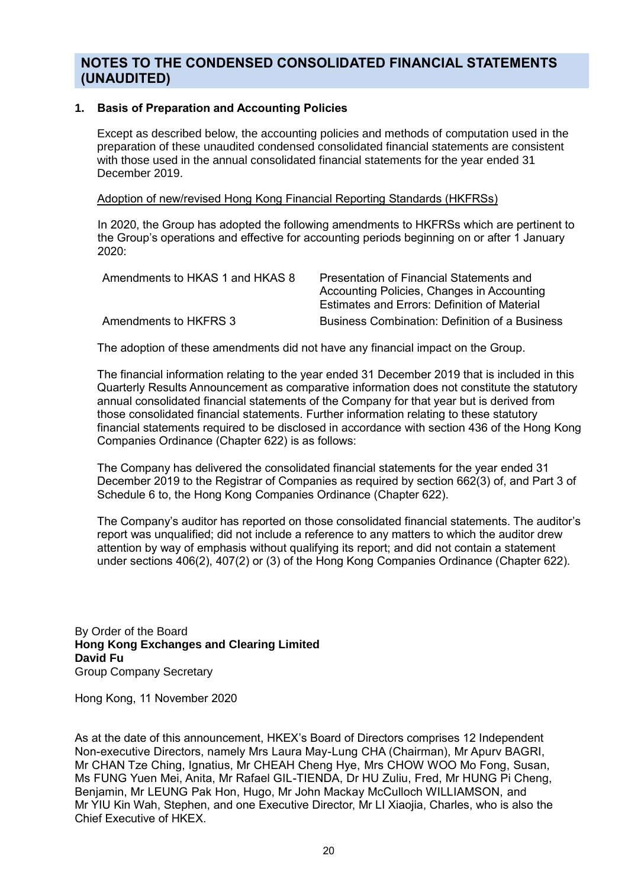# NOTES TO THE CONDENSED CONSOLIDATED FINANCIAL STATEMENTS (UNAUDITED)

## 1. Basis of Preparation and Accounting Policies

Except as described below, the accounting policies and methods of computation used in the preparation of these unaudited condensed consolidated financial statements are consistent with those used in the annual consolidated financial statements for the year ended 31 December 2019.

Adoption of new/revised Hong Kong Financial Reporting Standards (HKFRSs)

In 2020, the Group has adopted the following amendments to HKFRSs which are pertinent to the Group's operations and effective for accounting periods beginning on or after 1 January 2020:

| | |
|---|---|
| Amendments to HKAS 1 and HKAS 8 | Presentation of Financial Statements and Accounting Policies, Changes in Accounting Estimates and Errors: Definition of Material |
| Amendments to HKFRS 3 | Business Combination: Definition of a Business |

The adoption of these amendments did not have any financial impact on the Group.

The financial information relating to the year ended 31 December 2019 that is included in this Quarterly Results Announcement as comparative information does not constitute the statutory annual consolidated financial statements of the Company for that year but is derived from those consolidated financial statements. Further information relating to these statutory financial statements required to be disclosed in accordance with section 436 of the Hong Kong Companies Ordinance (Chapter 622) is as follows:

The Company has delivered the consolidated financial statements for the year ended 31 December 2019 to the Registrar of Companies as required by section 662(3) of, and Part 3 of Schedule 6 to, the Hong Kong Companies Ordinance (Chapter 622).

The Company's auditor has reported on those consolidated financial statements. The auditor's report was unqualified; did not include a reference to any matters to which the auditor drew attention by way of emphasis without qualifying its report; and did not contain a statement under sections 406(2), 407(2) or (3) of the Hong Kong Companies Ordinance (Chapter 622).

By Order of the Board
**Hong Kong Exchanges and Clearing Limited**
**David Fu**
Group Company Secretary

Hong Kong, 11 November 2020

As at the date of this announcement, HKEX's Board of Directors comprises 12 Independent Non-executive Directors, namely Mrs Laura May-Lung CHA (Chairman), Mr Apurv BAGRI, Mr CHAN Tze Ching, Ignatius, Mr CHEAH Cheng Hye, Mrs CHOW WOO Mo Fong, Susan, Ms FUNG Yuen Mei, Anita, Mr Rafael GIL-TIENDA, Dr HU Zuliu, Fred, Mr HUNG Pi Cheng, Benjamin, Mr LEUNG Pak Hon, Hugo, Mr John Mackay McCulloch WILLIAMSON, and Mr YIU Kin Wah, Stephen, and one Executive Director, Mr LI Xiaojia, Charles, who is also the Chief Executive of HKEX.